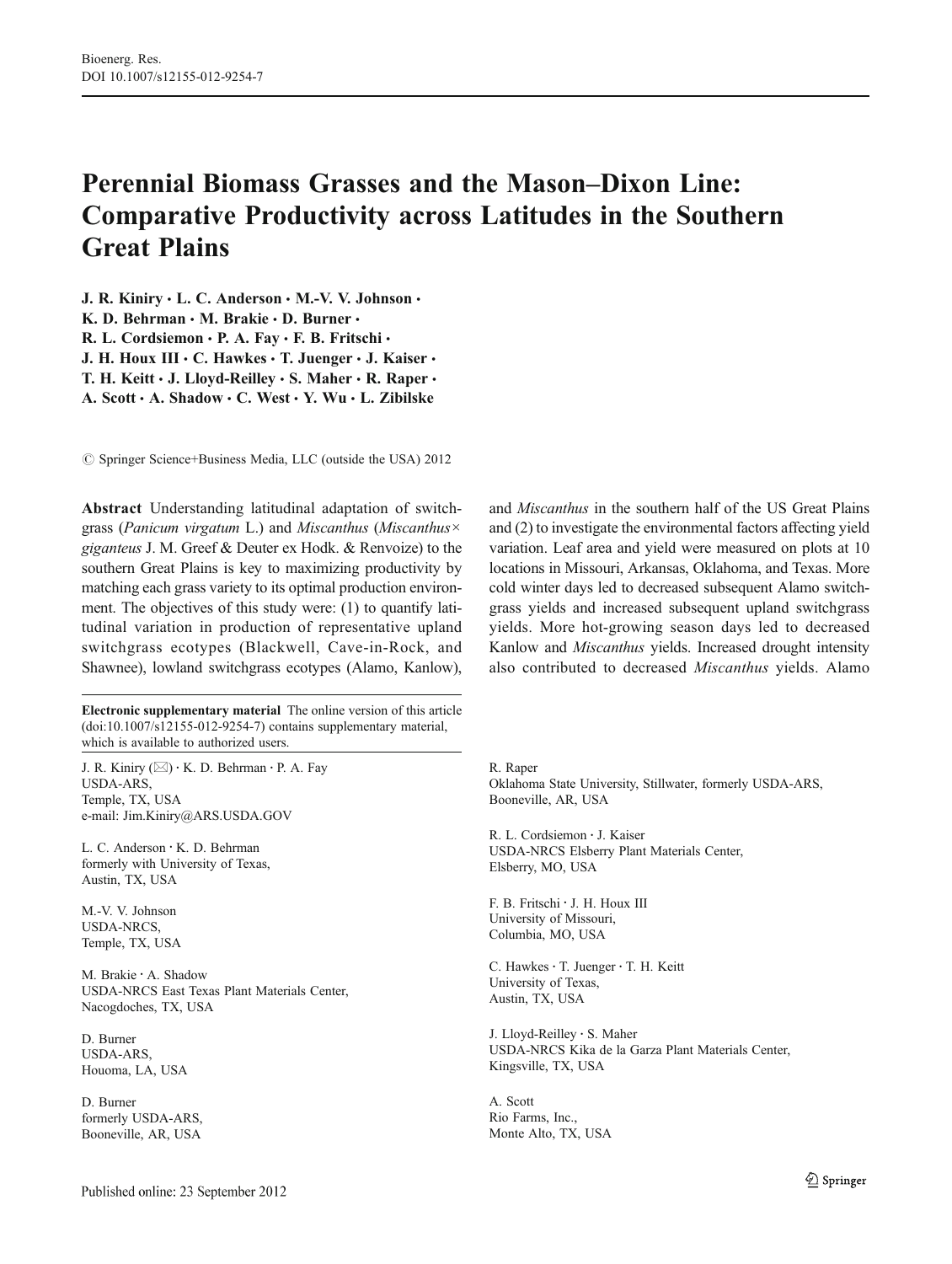# Perennial Biomass Grasses and the Mason–Dixon Line: Comparative Productivity across Latitudes in the Southern Great Plains

**J. R. Kiniry · L. C. Anderson · M.-V. V. Johnson · K. D. Behrman · M. Brakie · D. Burner · R. L. Cordsiemon · P. A. Fay · F. B. Fritschi · J. H. Houx III · C. Hawkes · T. Juenger · J. Kaiser · T. H. Keitt · J. Lloyd-Reilley · S. Maher · R. Raper · A. Scott · A. Shadow · C. West · Y. Wu · L. Zibilske**

© Springer Science+Business Media, LLC (outside the USA) 2012

**Abstract** Understanding latitudinal adaptation of switchgrass (*Panicum virgatum* L.) and *Miscanthus* (*Miscanthus*× *giganteus* J. M. Greef & Deuter ex Hodk. & Renvoize) to the southern Great Plains is key to maximizing productivity by matching each grass variety to its optimal production environment. The objectives of this study were: (1) to quantify latitudinal variation in production of representative upland switchgrass ecotypes (Blackwell, Cave-in-Rock, and Shawnee), lowland switchgrass ecotypes (Alamo, Kanlow), and *Miscanthus* in the southern half of the US Great Plains and (2) to investigate the environmental factors affecting yield variation. Leaf area and yield were measured on plots at 10 locations in Missouri, Arkansas, Oklahoma, and Texas. More cold winter days led to decreased subsequent Alamo switchgrass yields and increased subsequent upland switchgrass yields. More hot-growing season days led to decreased Kanlow and *Miscanthus* yields. Increased drought intensity also contributed to decreased *Miscanthus* yields. Alamo

**Electronic supplementary material** The online version of this article (doi:10.1007/s12155-012-9254-7) contains supplementary material, which is available to authorized users.

J. R. Kiniry (✉) · K. D. Behrman · P. A. Fay
USDA-ARS,
Temple, TX, USA
e-mail: Jim.Kiniry@ARS.USDA.GOV

L. C. Anderson · K. D. Behrman
formerly with University of Texas,
Austin, TX, USA

M.-V. V. Johnson
USDA-NRCS,
Temple, TX, USA

M. Brakie · A. Shadow
USDA-NRCS East Texas Plant Materials Center,
Nacogdoches, TX, USA

D. Burner
USDA-ARS,
Houoma, LA, USA

D. Burner
formerly USDA-ARS,
Booneville, AR, USA

R. Raper
Oklahoma State University, Stillwater, formerly USDA-ARS,
Booneville, AR, USA

R. L. Cordsiemon · J. Kaiser
USDA-NRCS Elsberry Plant Materials Center,
Elsberry, MO, USA

F. B. Fritschi · J. H. Houx III
University of Missouri,
Columbia, MO, USA

C. Hawkes · T. Juenger · T. H. Keitt
University of Texas,
Austin, TX, USA

J. Lloyd-Reilley · S. Maher
USDA-NRCS Kika de la Garza Plant Materials Center,
Kingsville, TX, USA

A. Scott
Rio Farms, Inc.,
Monte Alto, TX, USA

Published online: 23 September 2012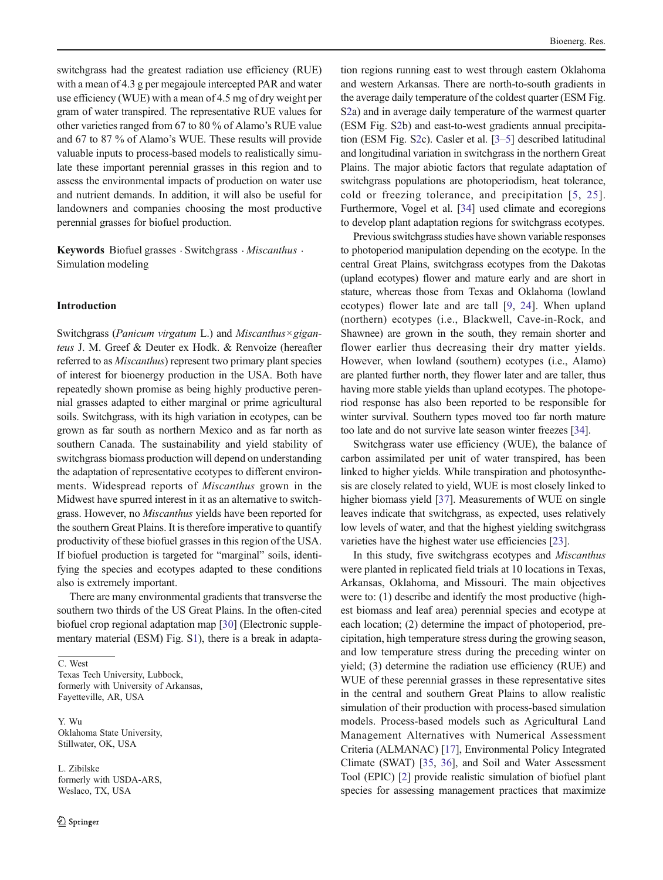switchgrass had the greatest radiation use efficiency (RUE) with a mean of 4.3 g per megajoule intercepted PAR and water use efficiency (WUE) with a mean of 4.5 mg of dry weight per gram of water transpired. The representative RUE values for other varieties ranged from 67 to 80 % of Alamo's RUE value and 67 to 87 % of Alamo's WUE. These results will provide valuable inputs to process-based models to realistically simulate these important perennial grasses in this region and to assess the environmental impacts of production on water use and nutrient demands. In addition, it will also be useful for landowners and companies choosing the most productive perennial grasses for biofuel production.

**Keywords** Biofuel grasses · Switchgrass · *Miscanthus* · Simulation modeling

## Introduction

Switchgrass (*Panicum virgatum* L.) and *Miscanthus × giganteus* J. M. Greef & Deuter ex Hodk. & Renvoize (hereafter referred to as *Miscanthus*) represent two primary plant species of interest for bioenergy production in the USA. Both have repeatedly shown promise as being highly productive perennial grasses adapted to either marginal or prime agricultural soils. Switchgrass, with its high variation in ecotypes, can be grown as far south as northern Mexico and as far north as southern Canada. The sustainability and yield stability of switchgrass biomass production will depend on understanding the adaptation of representative ecotypes to different environments. Widespread reports of *Miscanthus* grown in the Midwest have spurred interest in it as an alternative to switchgrass. However, no *Miscanthus* yields have been reported for the southern Great Plains. It is therefore imperative to quantify productivity of these biofuel grasses in this region of the USA. If biofuel production is targeted for "marginal" soils, identifying the species and ecotypes adapted to these conditions also is extremely important.

There are many environmental gradients that transverse the southern two thirds of the US Great Plains. In the often-cited biofuel crop regional adaptation map [30] (Electronic supplementary material (ESM) Fig. S1), there is a break in adaptation regions running east to west through eastern Oklahoma and western Arkansas. There are north-to-south gradients in the average daily temperature of the coldest quarter (ESM Fig. S2a) and in average daily temperature of the warmest quarter (ESM Fig. S2b) and east-to-west gradients annual precipitation (ESM Fig. S2c). Casler et al. [3–5] described latitudinal and longitudinal variation in switchgrass in the northern Great Plains. The major abiotic factors that regulate adaptation of switchgrass populations are photoperiodism, heat tolerance, cold or freezing tolerance, and precipitation [5, 25]. Furthermore, Vogel et al. [34] used climate and ecoregions to develop plant adaptation regions for switchgrass ecotypes.

Previous switchgrass studies have shown variable responses to photoperiod manipulation depending on the ecotype. In the central Great Plains, switchgrass ecotypes from the Dakotas (upland ecotypes) flower and mature early and are short in stature, whereas those from Texas and Oklahoma (lowland ecotypes) flower late and are tall [9, 24]. When upland (northern) ecotypes (i.e., Blackwell, Cave-in-Rock, and Shawnee) are grown in the south, they remain shorter and flower earlier thus decreasing their dry matter yields. However, when lowland (southern) ecotypes (i.e., Alamo) are planted further north, they flower later and are taller, thus having more stable yields than upland ecotypes. The photoperiod response has also been reported to be responsible for winter survival. Southern types moved too far north mature too late and do not survive late season winter freezes [34].

Switchgrass water use efficiency (WUE), the balance of carbon assimilated per unit of water transpired, has been linked to higher yields. While transpiration and photosynthesis are closely related to yield, WUE is most closely linked to higher biomass yield [37]. Measurements of WUE on single leaves indicate that switchgrass, as expected, uses relatively low levels of water, and that the highest yielding switchgrass varieties have the highest water use efficiencies [23].

In this study, five switchgrass ecotypes and *Miscanthus* were planted in replicated field trials at 10 locations in Texas, Arkansas, Oklahoma, and Missouri. The main objectives were to: (1) describe and identify the most productive (highest biomass and leaf area) perennial species and ecotype at each location; (2) determine the impact of photoperiod, precipitation, high temperature stress during the growing season, and low temperature stress during the preceding winter on yield; (3) determine the radiation use efficiency (RUE) and WUE of these perennial grasses in these representative sites in the central and southern Great Plains to allow realistic simulation of their production with process-based simulation models. Process-based models such as Agricultural Land Management Alternatives with Numerical Assessment Criteria (ALMANAC) [17], Environmental Policy Integrated Climate (SWAT) [35, 36], and Soil and Water Assessment Tool (EPIC) [2] provide realistic simulation of biofuel plant species for assessing management practices that maximize

C. West
Texas Tech University, Lubbock,
formerly with University of Arkansas,
Fayetteville, AR, USA

Y. Wu
Oklahoma State University,
Stillwater, OK, USA

L. Zibilske
formerly with USDA-ARS,
Weslaco, TX, USA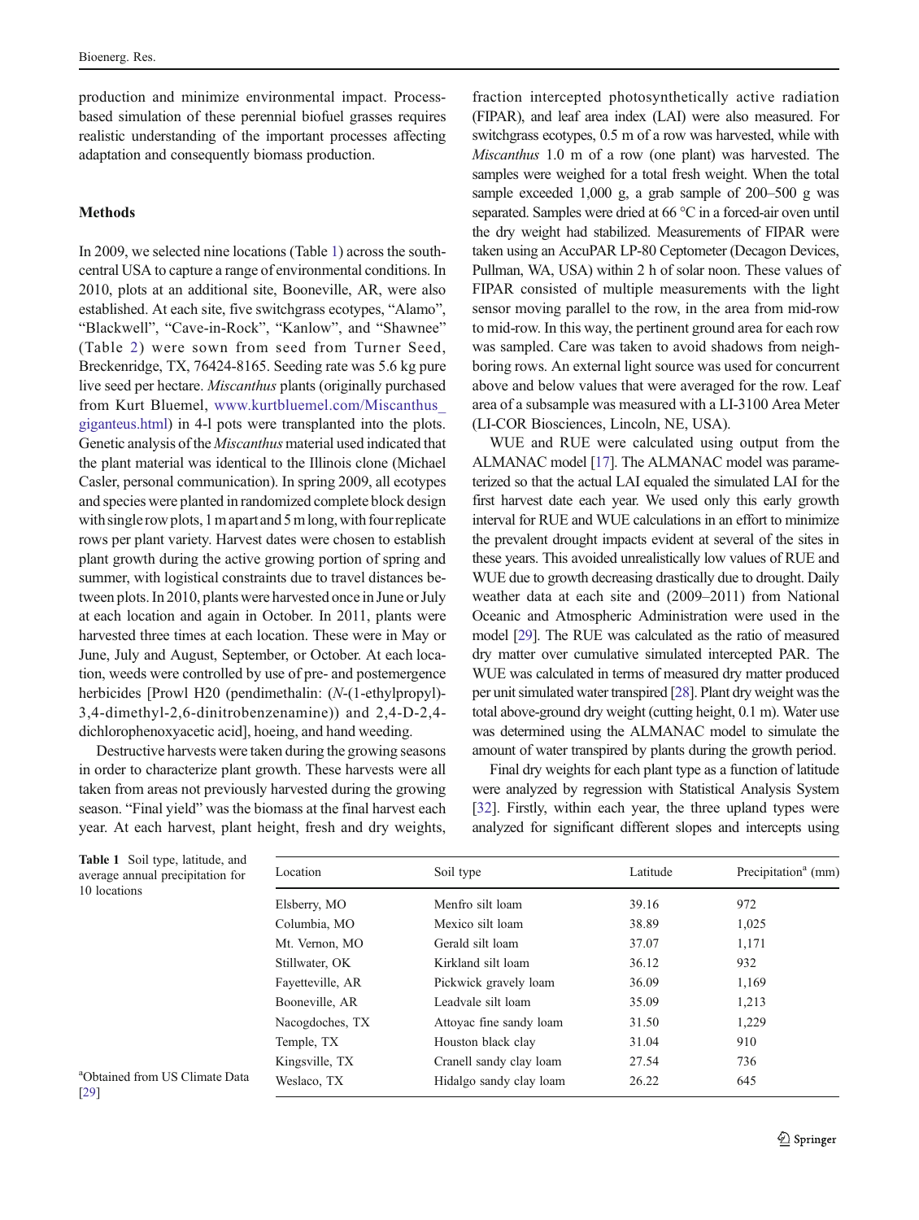production and minimize environmental impact. Process-based simulation of these perennial biofuel grasses requires realistic understanding of the important processes affecting adaptation and consequently biomass production.

## Methods

In 2009, we selected nine locations (Table 1) across the south-central USA to capture a range of environmental conditions. In 2010, plots at an additional site, Booneville, AR, were also established. At each site, five switchgrass ecotypes, "Alamo", "Blackwell", "Cave-in-Rock", "Kanlow", and "Shawnee" (Table 2) were sown from seed from Turner Seed, Breckenridge, TX, 76424-8165. Seeding rate was 5.6 kg pure live seed per hectare. *Miscanthus* plants (originally purchased from Kurt Bluemel, www.kurtbluemel.com/Miscanthus_giganteus.html) in 4-l pots were transplanted into the plots. Genetic analysis of the *Miscanthus* material used indicated that the plant material was identical to the Illinois clone (Michael Casler, personal communication). In spring 2009, all ecotypes and species were planted in randomized complete block design with single row plots, 1 m apart and 5 m long, with four replicate rows per plant variety. Harvest dates were chosen to establish plant growth during the active growing portion of spring and summer, with logistical constraints due to travel distances between plots. In 2010, plants were harvested once in June or July at each location and again in October. In 2011, plants were harvested three times at each location. These were in May or June, July and August, September, or October. At each location, weeds were controlled by use of pre- and postemergence herbicides [Prowl H20 (pendimethalin: (*N*-(1-ethylpropyl)-3,4-dimethyl-2,6-dinitrobenzenamine)) and 2,4-D-2,4-dichlorophenoxyacetic acid], hoeing, and hand weeding.

Destructive harvests were taken during the growing seasons in order to characterize plant growth. These harvests were all taken from areas not previously harvested during the growing season. "Final yield" was the biomass at the final harvest each year. At each harvest, plant height, fresh and dry weights, fraction intercepted photosynthetically active radiation (FIPAR), and leaf area index (LAI) were also measured. For switchgrass ecotypes, 0.5 m of a row was harvested, while with *Miscanthus* 1.0 m of a row (one plant) was harvested. The samples were weighed for a total fresh weight. When the total sample exceeded 1,000 g, a grab sample of 200–500 g was separated. Samples were dried at 66 °C in a forced-air oven until the dry weight had stabilized. Measurements of FIPAR were taken using an AccuPAR LP-80 Ceptometer (Decagon Devices, Pullman, WA, USA) within 2 h of solar noon. These values of FIPAR consisted of multiple measurements with the light sensor moving parallel to the row, in the area from mid-row to mid-row. In this way, the pertinent ground area for each row was sampled. Care was taken to avoid shadows from neighboring rows. An external light source was used for concurrent above and below values that were averaged for the row. Leaf area of a subsample was measured with a LI-3100 Area Meter (LI-COR Biosciences, Lincoln, NE, USA).

WUE and RUE were calculated using output from the ALMANAC model [17]. The ALMANAC model was parameterized so that the actual LAI equaled the simulated LAI for the first harvest date each year. We used only this early growth interval for RUE and WUE calculations in an effort to minimize the prevalent drought impacts evident at several of the sites in these years. This avoided unrealistically low values of RUE and WUE due to growth decreasing drastically due to drought. Daily weather data at each site and (2009–2011) from National Oceanic and Atmospheric Administration were used in the model [29]. The RUE was calculated as the ratio of measured dry matter over cumulative simulated intercepted PAR. The WUE was calculated in terms of measured dry matter produced per unit simulated water transpired [28]. Plant dry weight was the total above-ground dry weight (cutting height, 0.1 m). Water use was determined using the ALMANAC model to simulate the amount of water transpired by plants during the growth period.

Final dry weights for each plant type as a function of latitude were analyzed by regression with Statistical Analysis System [32]. Firstly, within each year, the three upland types were analyzed for significant different slopes and intercepts using

**Table 1** Soil type, latitude, and average annual precipitation for 10 locations

| Location | Soil type | Latitude | Precipitation[a] (mm) |
|---|---|---|---|
| Elsberry, MO | Menfro silt loam | 39.16 | 972 |
| Columbia, MO | Mexico silt loam | 38.89 | 1,025 |
| Mt. Vernon, MO | Gerald silt loam | 37.07 | 1,171 |
| Stillwater, OK | Kirkland silt loam | 36.12 | 932 |
| Fayetteville, AR | Pickwick gravely loam | 36.09 | 1,169 |
| Booneville, AR | Leadvale silt loam | 35.09 | 1,213 |
| Nacogdoches, TX | Attoyac fine sandy loam | 31.50 | 1,229 |
| Temple, TX | Houston black clay | 31.04 | 910 |
| Kingsville, TX | Cranell sandy clay loam | 27.54 | 736 |
| Weslaco, TX | Hidalgo sandy clay loam | 26.22 | 645 |

[a]Obtained from US Climate Data [29]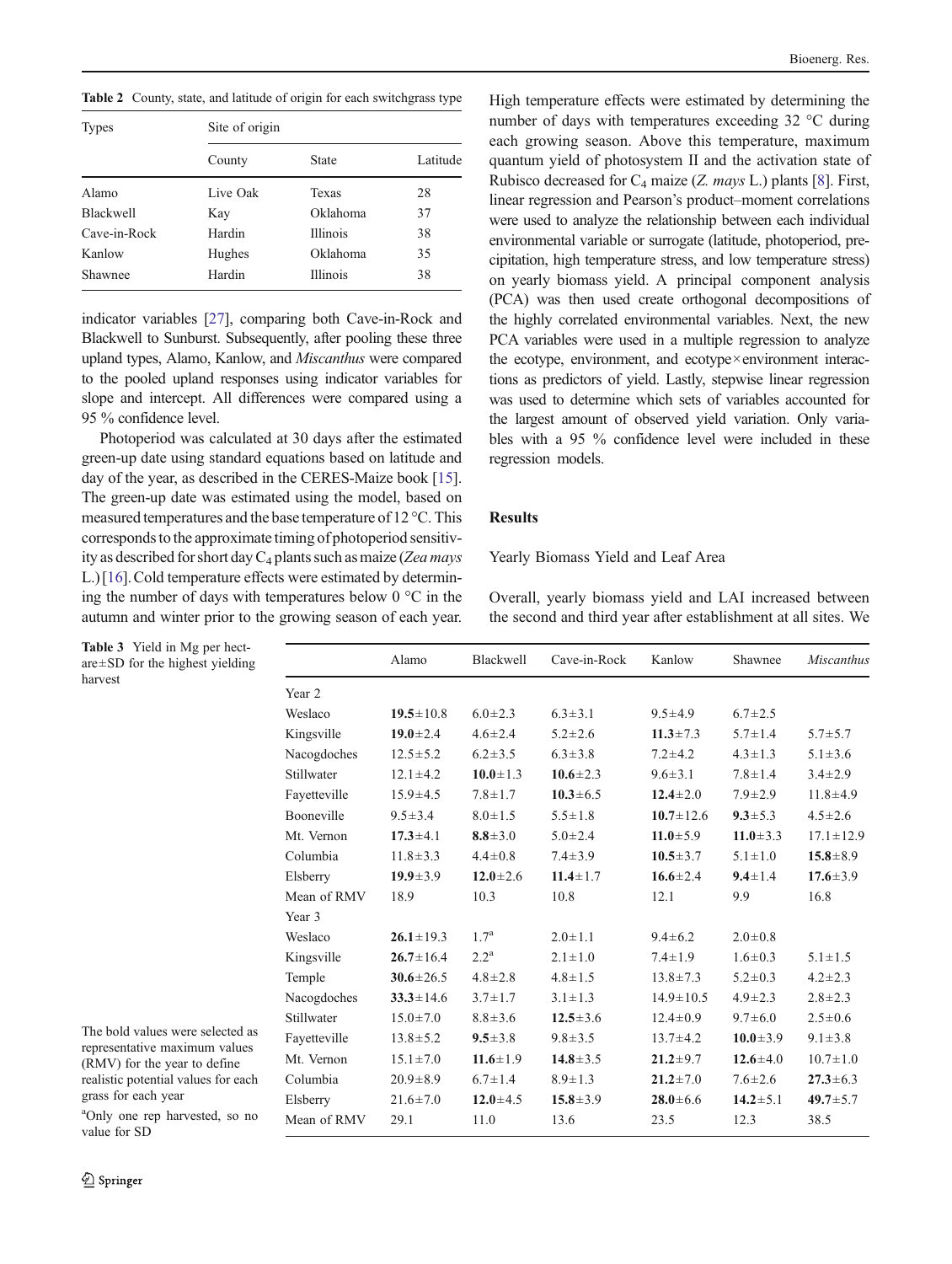**Table 2** County, state, and latitude of origin for each switchgrass type

| Types | Site of origin | | |
|---|---|---|---|
| | County | State | Latitude |
| Alamo | Live Oak | Texas | 28 |
| Blackwell | Kay | Oklahoma | 37 |
| Cave-in-Rock | Hardin | Illinois | 38 |
| Kanlow | Hughes | Oklahoma | 35 |
| Shawnee | Hardin | Illinois | 38 |

indicator variables [27], comparing both Cave-in-Rock and Blackwell to Sunburst. Subsequently, after pooling these three upland types, Alamo, Kanlow, and *Miscanthus* were compared to the pooled upland responses using indicator variables for slope and intercept. All differences were compared using a 95 % confidence level.

Photoperiod was calculated at 30 days after the estimated green-up date using standard equations based on latitude and day of the year, as described in the CERES-Maize book [15]. The green-up date was estimated using the model, based on measured temperatures and the base temperature of 12 °C. This corresponds to the approximate timing of photoperiod sensitivity as described for short day $C_4$ plants such as maize (*Zea mays* L.) [16]. Cold temperature effects were estimated by determining the number of days with temperatures below 0 °C in the autumn and winter prior to the growing season of each year. High temperature effects were estimated by determining the number of days with temperatures exceeding 32 °C during each growing season. Above this temperature, maximum quantum yield of photosystem II and the activation state of Rubisco decreased for $C_4$ maize (*Z. mays* L.) plants [8]. First, linear regression and Pearson's product–moment correlations were used to analyze the relationship between each individual environmental variable or surrogate (latitude, photoperiod, precipitation, high temperature stress, and low temperature stress) on yearly biomass yield. A principal component analysis (PCA) was then used create orthogonal decompositions of the highly correlated environmental variables. Next, the new PCA variables were used in a multiple regression to analyze the ecotype, environment, and ecotype×environment interactions as predictors of yield. Lastly, stepwise linear regression was used to determine which sets of variables accounted for the largest amount of observed yield variation. Only variables with a 95 % confidence level were included in these regression models.

## Results

### Yearly Biomass Yield and Leaf Area

Overall, yearly biomass yield and LAI increased between the second and third year after establishment at all sites. We

**Table 3** Yield in Mg per hectare±SD for the highest yielding harvest

| | Alamo | Blackwell | Cave-in-Rock | Kanlow | Shawnee | *Miscanthus* |
|---|---|---|---|---|---|---|
| Year 2 | | | | | | |
| Weslaco | **19.5**±10.8 | 6.0±2.3 | 6.3±3.1 | 9.5±4.9 | 6.7±2.5 | |
| Kingsville | **19.0**±2.4 | 4.6±2.4 | 5.2±2.6 | **11.3**±7.3 | 5.7±1.4 | 5.7±5.7 |
| Nacogdoches | 12.5±5.2 | 6.2±3.5 | 6.3±3.8 | 7.2±4.2 | 4.3±1.3 | 5.1±3.6 |
| Stillwater | 12.1±4.2 | **10.0**±1.3 | **10.6**±2.3 | 9.6±3.1 | 7.8±1.4 | 3.4±2.9 |
| Fayetteville | 15.9±4.5 | 7.8±1.7 | **10.3**±6.5 | **12.4**±2.0 | 7.9±2.9 | 11.8±4.9 |
| Booneville | 9.5±3.4 | 8.0±1.5 | 5.5±1.8 | **10.7**±12.6 | **9.3**±5.3 | 4.5±2.6 |
| Mt. Vernon | **17.3**±4.1 | **8.8**±3.0 | 5.0±2.4 | **11.0**±5.9 | **11.0**±3.3 | 17.1±12.9 |
| Columbia | 11.8±3.3 | 4.4±0.8 | 7.4±3.9 | **10.5**±3.7 | 5.1±1.0 | **15.8**±8.9 |
| Elsberry | **19.9**±3.9 | **12.0**±2.6 | **11.4**±1.7 | **16.6**±2.4 | **9.4**±1.4 | **17.6**±3.9 |
| Mean of RMV | 18.9 | 10.3 | 10.8 | 12.1 | 9.9 | 16.8 |
| Year 3 | | | | | | |
| Weslaco | **26.1**±19.3 | 1.7[a] | 2.0±1.1 | 9.4±6.2 | 2.0±0.8 | |
| Kingsville | **26.7**±16.4 | 2.2[a] | 2.1±1.0 | 7.4±1.9 | 1.6±0.3 | 5.1±1.5 |
| Temple | **30.6**±26.5 | 4.8±2.8 | 4.8±1.5 | 13.8±7.3 | 5.2±0.3 | 4.2±2.3 |
| Nacogdoches | **33.3**±14.6 | 3.7±1.7 | 3.1±1.3 | 14.9±10.5 | 4.9±2.3 | 2.8±2.3 |
| Stillwater | 15.0±7.0 | 8.8±3.6 | **12.5**±3.6 | 12.4±0.9 | 9.7±6.0 | 2.5±0.6 |
| Fayetteville | 13.8±5.2 | **9.5**±3.8 | 9.8±3.5 | 13.7±4.2 | **10.0**±3.9 | 9.1±3.8 |
| Mt. Vernon | 15.1±7.0 | **11.6**±1.9 | **14.8**±3.5 | **21.2**±9.7 | **12.6**±4.0 | 10.7±1.0 |
| Columbia | 20.9±8.9 | 6.7±1.4 | 8.9±1.3 | **21.2**±7.0 | 7.6±2.6 | **27.3**±6.3 |
| Elsberry | 21.6±7.0 | **12.0**±4.5 | **15.8**±3.9 | **28.0**±6.6 | **14.2**±5.1 | **49.7**±5.7 |
| Mean of RMV | 29.1 | 11.0 | 13.6 | 23.5 | 12.3 | 38.5 |

The bold values were selected as representative maximum values (RMV) for the year to define realistic potential values for each grass for each year

[a] Only one rep harvested, so no value for SD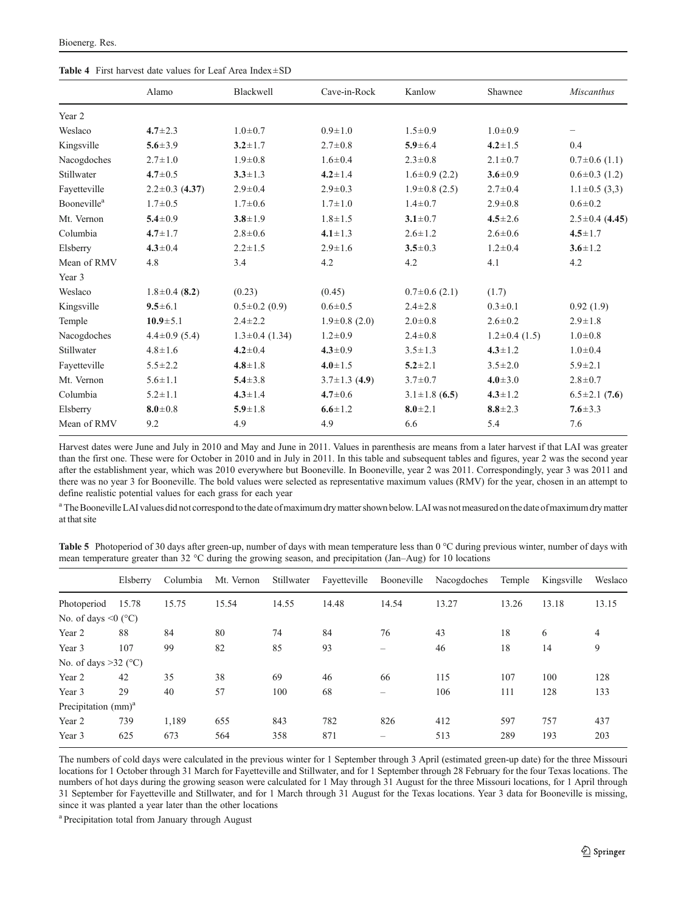**Table 4** First harvest date values for Leaf Area Index ± SD

| | Alamo | Blackwell | Cave-in-Rock | Kanlow | Shawnee | *Miscanthus* |
|---|---|---|---|---|---|---|
| Year 2 | | | | | | |
| Weslaco | **4.7**±2.3 | 1.0±0.7 | 0.9±1.0 | 1.5±0.9 | 1.0±0.9 | – |
| Kingsville | **5.6**±3.9 | **3.2**±1.7 | 2.7±0.8 | **5.9**±6.4 | **4.2**±1.5 | 0.4 |
| Nacogdoches | 2.7±1.0 | 1.9±0.8 | 1.6±0.4 | 2.3±0.8 | 2.1±0.7 | 0.7±0.6 (1.1) |
| Stillwater | **4.7**±0.5 | **3.3**±1.3 | **4.2**±1.4 | 1.6±0.9 (2.2) | **3.6**±0.9 | 0.6±0.3 (1.2) |
| Fayetteville | 2.2±0.3 (**4.37**) | 2.9±0.4 | 2.9±0.3 | 1.9±0.8 (2.5) | 2.7±0.4 | 1.1±0.5 (3,3) |
| Booneville[a] | 1.7±0.5 | 1.7±0.6 | 1.7±1.0 | 1.4±0.7 | 2.9±0.8 | 0.6±0.2 |
| Mt. Vernon | **5.4**±0.9 | **3.8**±1.9 | 1.8±1.5 | **3.1**±0.7 | **4.5**±2.6 | 2.5±0.4 (**4.45**) |
| Columbia | **4.7**±1.7 | 2.8±0.6 | **4.1**±1.3 | 2.6±1.2 | 2.6±0.6 | **4.5**±1.7 |
| Elsberry | **4.3**±0.4 | 2.2±1.5 | 2.9±1.6 | **3.5**±0.3 | 1.2±0.4 | **3.6**±1.2 |
| Mean of RMV | 4.8 | 3.4 | 4.2 | 4.2 | 4.1 | 4.2 |
| Year 3 | | | | | | |
| Weslaco | 1.8±0.4 (**8.2**) | (0.23) | (0.45) | 0.7±0.6 (2.1) | (1.7) | |
| Kingsville | **9.5**±6.1 | 0.5±0.2 (0.9) | 0.6±0.5 | 2.4±2.8 | 0.3±0.1 | 0.92 (1.9) |
| Temple | **10.9**±5.1 | 2.4±2.2 | 1.9±0.8 (2.0) | 2.0±0.8 | 2.6±0.2 | 2.9±1.8 |
| Nacogdoches | 4.4±0.9 (5.4) | 1.3±0.4 (1.34) | 1.2±0.9 | 2.4±0.8 | 1.2±0.4 (1.5) | 1.0±0.8 |
| Stillwater | 4.8±1.6 | **4.2**±0.4 | **4.3**±0.9 | 3.5±1.3 | **4.3**±1.2 | 1.0±0.4 |
| Fayetteville | 5.5±2.2 | **4.8**±1.8 | **4.0**±1.5 | **5.2**±2.1 | 3.5±2.0 | 5.9±2.1 |
| Mt. Vernon | 5.6±1.1 | **5.4**±3.8 | 3.7±1.3 (**4.9**) | 3.7±0.7 | **4.0**±3.0 | 2.8±0.7 |
| Columbia | 5.2±1.1 | **4.3**±1.4 | **4.7**±0.6 | 3.1±1.8 (**6.5**) | **4.3**±1.2 | 6.5±2.1 (**7.6**) |
| Elsberry | **8.0**±0.8 | **5.9**±1.8 | **6.6**±1.2 | **8.0**±2.1 | **8.8**±2.3 | **7.6**±3.3 |
| Mean of RMV | 9.2 | 4.9 | 4.9 | 6.6 | 5.4 | 7.6 |

Harvest dates were June and July in 2010 and May and June in 2011. Values in parenthesis are means from a later harvest if that LAI was greater than the first one. These were for October in 2010 and in July in 2011. In this table and subsequent tables and figures, year 2 was the second year after the establishment year, which was 2010 everywhere but Booneville. In Booneville, year 2 was 2011. Correspondingly, year 3 was 2011 and there was no year 3 for Booneville. The bold values were selected as representative maximum values (RMV) for the year, chosen in an attempt to define realistic potential values for each grass for each year

[a] The Booneville LAI values did not correspond to the date of maximum dry matter shown below. LAI was not measured on the date of maximum dry matter at that site

**Table 5** Photoperiod of 30 days after green-up, number of days with mean temperature less than 0 °C during previous winter, number of days with mean temperature greater than 32 °C during the growing season, and precipitation (Jan–Aug) for 10 locations

| | Elsberry | Columbia | Mt. Vernon | Stillwater | Fayetteville | Booneville | Nacogdoches | Temple | Kingsville | Weslaco |
|---|---|---|---|---|---|---|---|---|---|---|
| Photoperiod | 15.78 | 15.75 | 15.54 | 14.55 | 14.48 | 14.54 | 13.27 | 13.26 | 13.18 | 13.15 |
| No. of days <0 (°C) | | | | | | | | | | |
| Year 2 | 88 | 84 | 80 | 74 | 84 | 76 | 43 | 18 | 6 | 4 |
| Year 3 | 107 | 99 | 82 | 85 | 93 | – | 46 | 18 | 14 | 9 |
| No. of days >32 (°C) | | | | | | | | | | |
| Year 2 | 42 | 35 | 38 | 69 | 46 | 66 | 115 | 107 | 100 | 128 |
| Year 3 | 29 | 40 | 57 | 100 | 68 | – | 106 | 111 | 128 | 133 |
| Precipitation (mm)[a] | | | | | | | | | | |
| Year 2 | 739 | 1,189 | 655 | 843 | 782 | 826 | 412 | 597 | 757 | 437 |
| Year 3 | 625 | 673 | 564 | 358 | 871 | – | 513 | 289 | 193 | 203 |

The numbers of cold days were calculated in the previous winter for 1 September through 3 April (estimated green-up date) for the three Missouri locations for 1 October through 31 March for Fayetteville and Stillwater, and for 1 September through 28 February for the four Texas locations. The numbers of hot days during the growing season were calculated for 1 May through 31 August for the three Missouri locations, for 1 April through 31 September for Fayetteville and Stillwater, and for 1 March through 31 August for the Texas locations. Year 3 data for Booneville is missing, since it was planted a year later than the other locations

[a] Precipitation total from January through August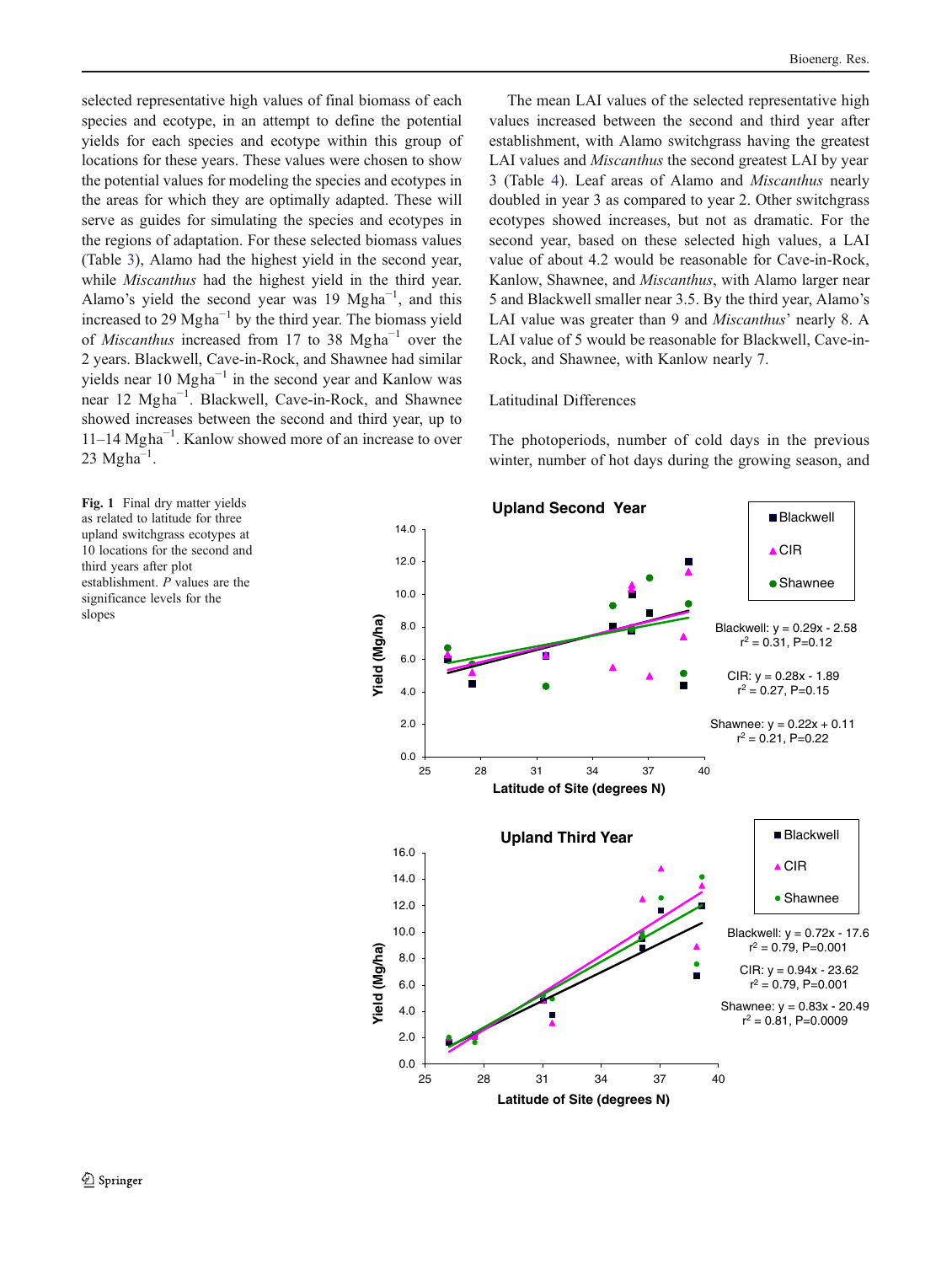selected representative high values of final biomass of each species and ecotype, in an attempt to define the potential yields for each species and ecotype within this group of locations for these years. These values were chosen to show the potential values for modeling the species and ecotypes in the areas for which they are optimally adapted. These will serve as guides for simulating the species and ecotypes in the regions of adaptation. For these selected biomass values (Table 3), Alamo had the highest yield in the second year, while *Miscanthus* had the highest yield in the third year. Alamo's yield the second year was 19 $Mg ha^{-1}$, and this increased to 29 $Mg ha^{-1}$ by the third year. The biomass yield of *Miscanthus* increased from 17 to 38 $Mg ha^{-1}$ over the 2 years. Blackwell, Cave-in-Rock, and Shawnee had similar yields near 10 $Mg ha^{-1}$ in the second year and Kanlow was near 12 $Mg ha^{-1}$. Blackwell, Cave-in-Rock, and Shawnee showed increases between the second and third year, up to 11–14 $Mg ha^{-1}$. Kanlow showed more of an increase to over 23 $Mg ha^{-1}$.

The mean LAI values of the selected representative high values increased between the second and third year after establishment, with Alamo switchgrass having the greatest LAI values and *Miscanthus* the second greatest LAI by year 3 (Table 4). Leaf areas of Alamo and *Miscanthus* nearly doubled in year 3 as compared to year 2. Other switchgrass ecotypes showed increases, but not as dramatic. For the second year, based on these selected high values, a LAI value of about 4.2 would be reasonable for Cave-in-Rock, Kanlow, Shawnee, and *Miscanthus*, with Alamo larger near 5 and Blackwell smaller near 3.5. By the third year, Alamo's LAI value was greater than 9 and *Miscanthus*' nearly 8. A LAI value of 5 would be reasonable for Blackwell, Cave-in-Rock, and Shawnee, with Kanlow nearly 7.

### Latitudinal Differences

The photoperiods, number of cold days in the previous winter, number of hot days during the growing season, and

**Fig. 1** Final dry matter yields as related to latitude for three upland switchgrass ecotypes at 10 locations for the second and third years after plot establishment. *P* values are the significance levels for the slopes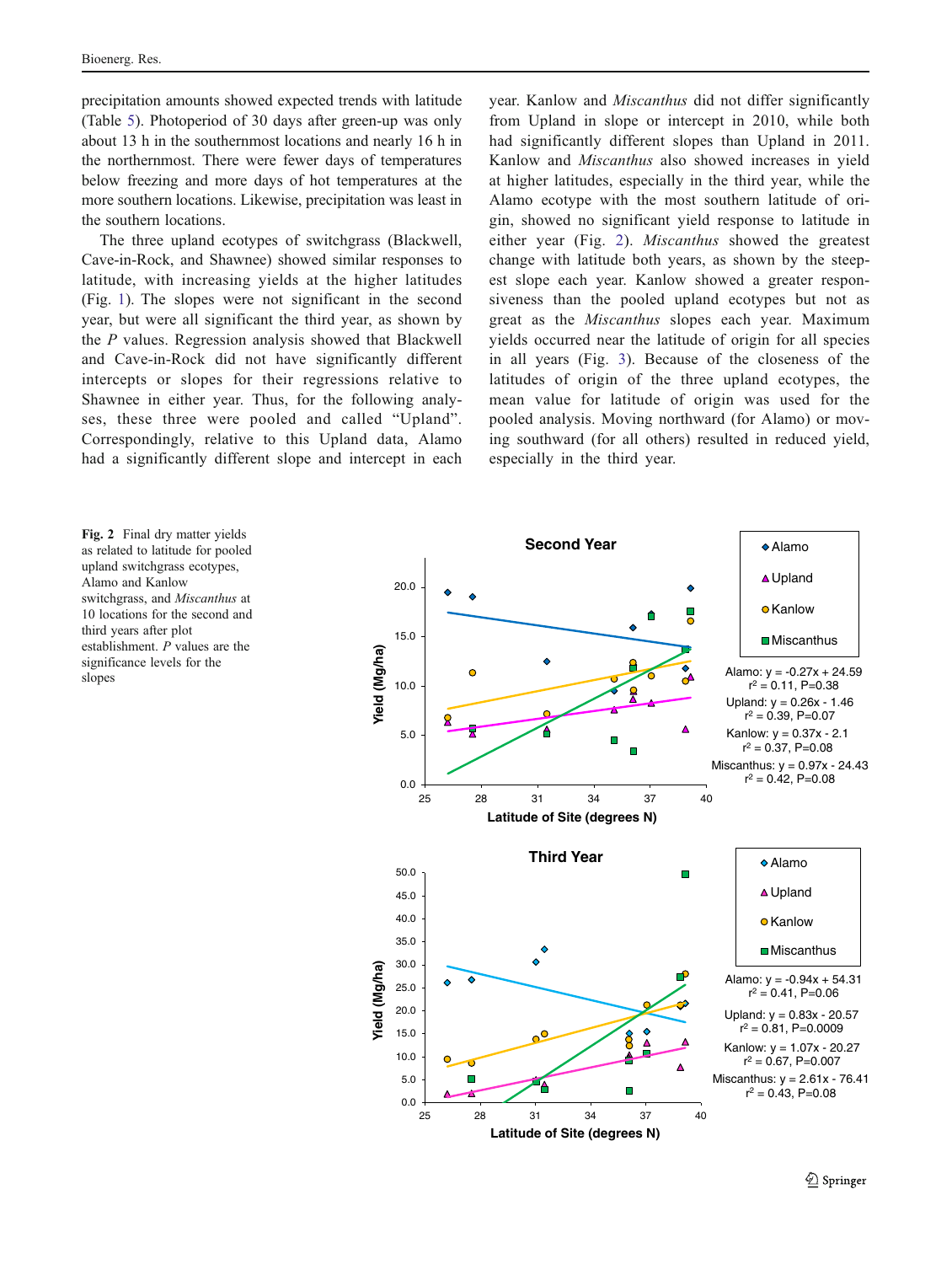precipitation amounts showed expected trends with latitude (Table 5). Photoperiod of 30 days after green-up was only about 13 h in the southernmost locations and nearly 16 h in the northernmost. There were fewer days of temperatures below freezing and more days of hot temperatures at the more southern locations. Likewise, precipitation was least in the southern locations.

The three upland ecotypes of switchgrass (Blackwell, Cave-in-Rock, and Shawnee) showed similar responses to latitude, with increasing yields at the higher latitudes (Fig. 1). The slopes were not significant in the second year, but were all significant the third year, as shown by the *P* values. Regression analysis showed that Blackwell and Cave-in-Rock did not have significantly different intercepts or slopes for their regressions relative to Shawnee in either year. Thus, for the following analyses, these three were pooled and called "Upland". Correspondingly, relative to this Upland data, Alamo had a significantly different slope and intercept in each year. Kanlow and *Miscanthus* did not differ significantly from Upland in slope or intercept in 2010, while both had significantly different slopes than Upland in 2011. Kanlow and *Miscanthus* also showed increases in yield at higher latitudes, especially in the third year, while the Alamo ecotype with the most southern latitude of origin, showed no significant yield response to latitude in either year (Fig. 2). *Miscanthus* showed the greatest change with latitude both years, as shown by the steepest slope each year. Kanlow showed a greater responsiveness than the pooled upland ecotypes but not as great as the *Miscanthus* slopes each year. Maximum yields occurred near the latitude of origin for all species in all years (Fig. 3). Because of the closeness of the latitudes of origin of the three upland ecotypes, the mean value for latitude of origin was used for the pooled analysis. Moving northward (for Alamo) or moving southward (for all others) resulted in reduced yield, especially in the third year.

**Fig. 2** Final dry matter yields as related to latitude for pooled upland switchgrass ecotypes, Alamo and Kanlow switchgrass, and *Miscanthus* at 10 locations for the second and third years after plot establishment. *P* values are the significance levels for the slopes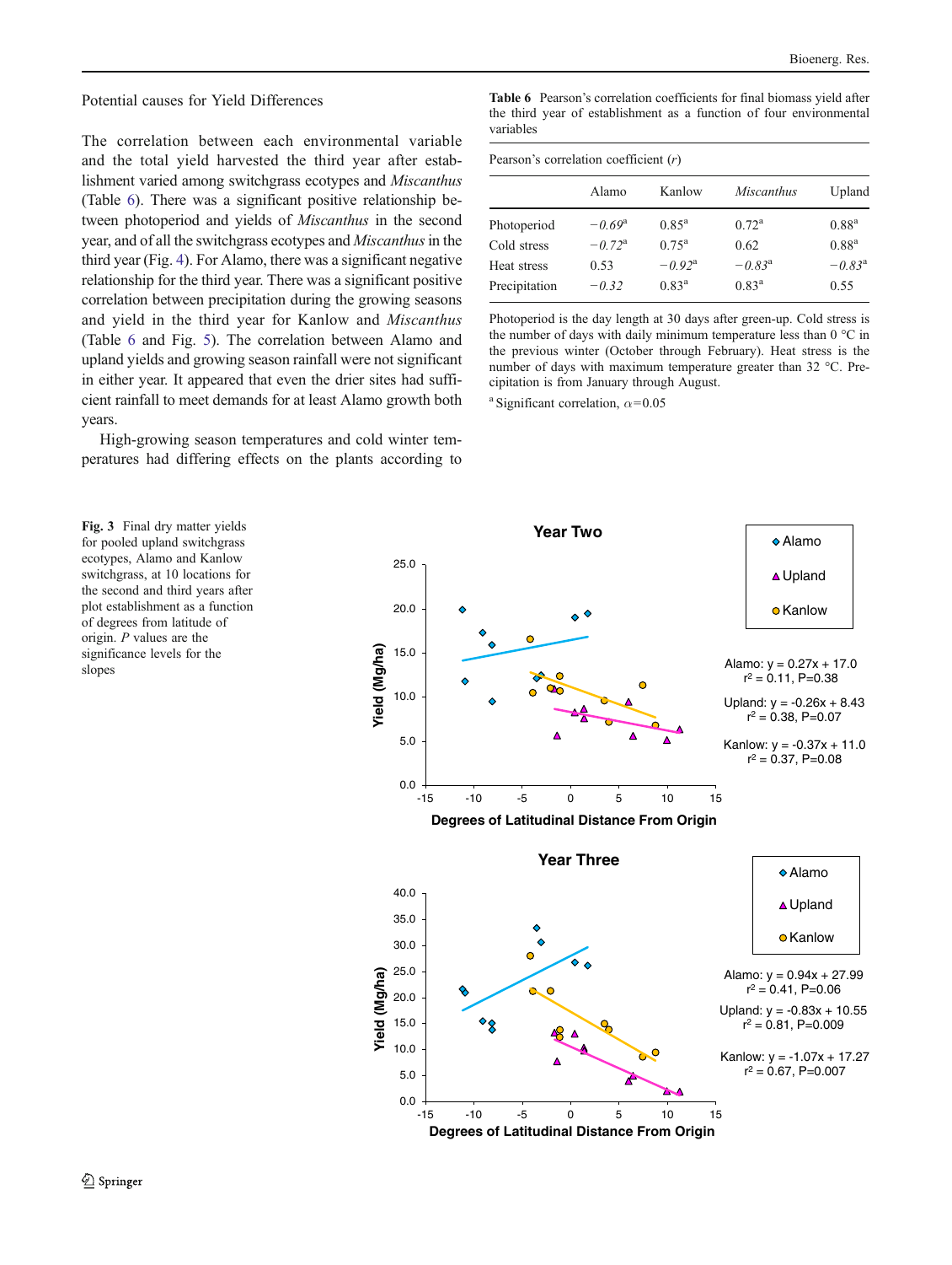Potential causes for Yield Differences

The correlation between each environmental variable and the total yield harvested the third year after establishment varied among switchgrass ecotypes and *Miscanthus* (Table 6). There was a significant positive relationship between photoperiod and yields of *Miscanthus* in the second year, and of all the switchgrass ecotypes and *Miscanthus* in the third year (Fig. 4). For Alamo, there was a significant negative relationship for the third year. There was a significant positive correlation between precipitation during the growing seasons and yield in the third year for Kanlow and *Miscanthus* (Table 6 and Fig. 5). The correlation between Alamo and upland yields and growing season rainfall were not significant in either year. It appeared that even the drier sites had sufficient rainfall to meet demands for at least Alamo growth both years.

High-growing season temperatures and cold winter temperatures had differing effects on the plants according to

**Table 6** Pearson's correlation coefficients for final biomass yield after the third year of establishment as a function of four environmental variables

| Pearson's correlation coefficient ($r$) | | | | |
|---|---|---|---|---|
| | Alamo | Kanlow | *Miscanthus* | Upland |
| Photoperiod | *−0.69*[a] | 0.85[a] | 0.72[a] | 0.88[a] |
| Cold stress | *−0.72*[a] | 0.75[a] | 0.62 | 0.88[a] |
| Heat stress | 0.53 | *−0.92*[a] | *−0.83*[a] | *−0.83*[a] |
| Precipitation | *−0.32* | 0.83[a] | 0.83[a] | 0.55 |

Photoperiod is the day length at 30 days after green-up. Cold stress is the number of days with daily minimum temperature less than 0 °C in the previous winter (October through February). Heat stress is the number of days with maximum temperature greater than 32 °C. Precipitation is from January through August.

[a] Significant correlation, $\alpha = 0.05$

**Fig. 3** Final dry matter yields for pooled upland switchgrass ecotypes, Alamo and Kanlow switchgrass, at 10 locations for the second and third years after plot establishment as a function of degrees from latitude of origin. *P* values are the significance levels for the slopes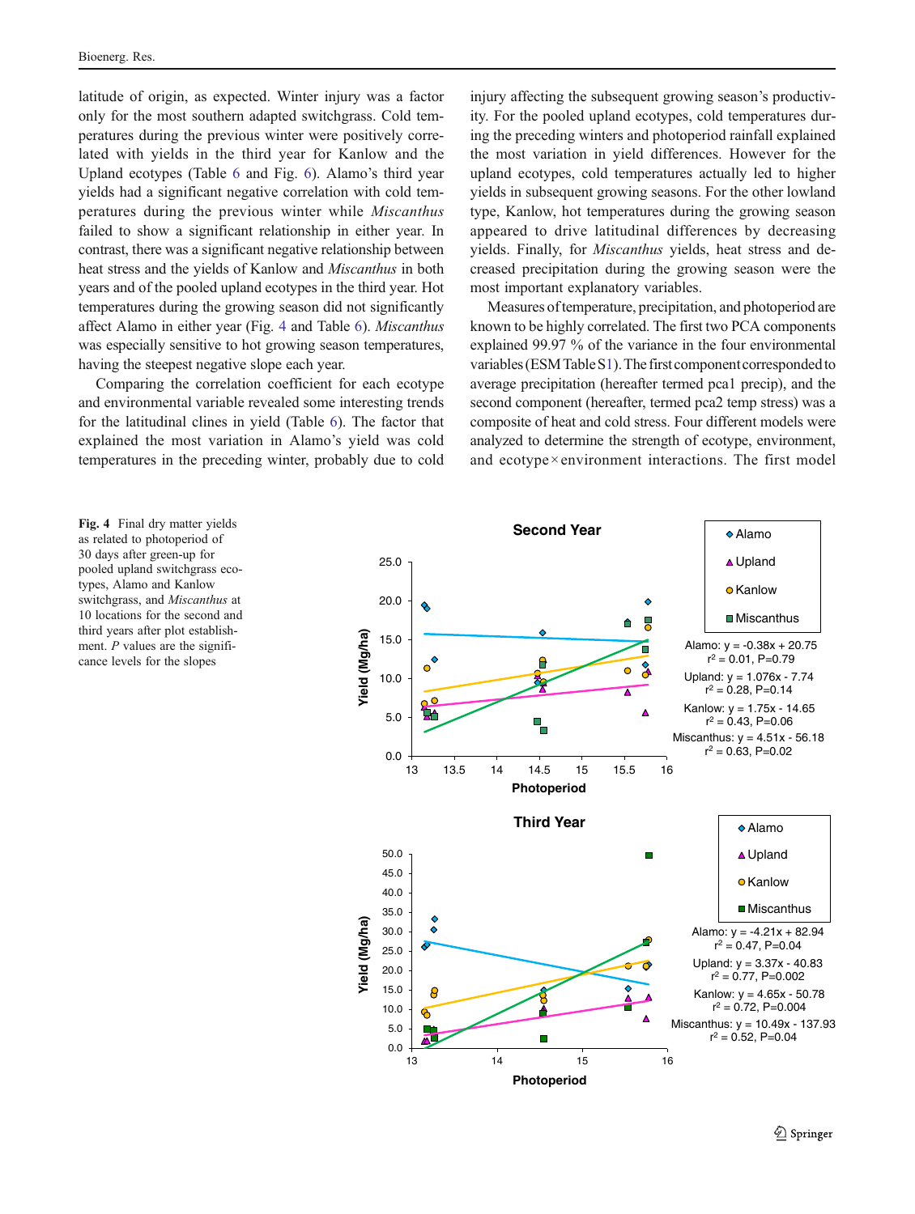latitude of origin, as expected. Winter injury was a factor only for the most southern adapted switchgrass. Cold temperatures during the previous winter were positively correlated with yields in the third year for Kanlow and the Upland ecotypes (Table 6 and Fig. 6). Alamo's third year yields had a significant negative correlation with cold temperatures during the previous winter while *Miscanthus* failed to show a significant relationship in either year. In contrast, there was a significant negative relationship between heat stress and the yields of Kanlow and *Miscanthus* in both years and of the pooled upland ecotypes in the third year. Hot temperatures during the growing season did not significantly affect Alamo in either year (Fig. 4 and Table 6). *Miscanthus* was especially sensitive to hot growing season temperatures, having the steepest negative slope each year.

Comparing the correlation coefficient for each ecotype and environmental variable revealed some interesting trends for the latitudinal clines in yield (Table 6). The factor that explained the most variation in Alamo's yield was cold temperatures in the preceding winter, probably due to cold injury affecting the subsequent growing season's productivity. For the pooled upland ecotypes, cold temperatures during the preceding winters and photoperiod rainfall explained the most variation in yield differences. However for the upland ecotypes, cold temperatures actually led to higher yields in subsequent growing seasons. For the other lowland type, Kanlow, hot temperatures during the growing season appeared to drive latitudinal differences by decreasing yields. Finally, for *Miscanthus* yields, heat stress and decreased precipitation during the growing season were the most important explanatory variables.

Measures of temperature, precipitation, and photoperiod are known to be highly correlated. The first two PCA components explained 99.97 % of the variance in the four environmental variables (ESM Table S1). The first component corresponded to average precipitation (hereafter termed pca1 precip), and the second component (hereafter, termed pca2 temp stress) was a composite of heat and cold stress. Four different models were analyzed to determine the strength of ecotype, environment, and ecotype × environment interactions. The first model

**Fig. 4** Final dry matter yields as related to photoperiod of 30 days after green-up for pooled upland switchgrass ecotypes, Alamo and Kanlow switchgrass, and *Miscanthus* at 10 locations for the second and third years after plot establishment. *P* values are the significance levels for the slopes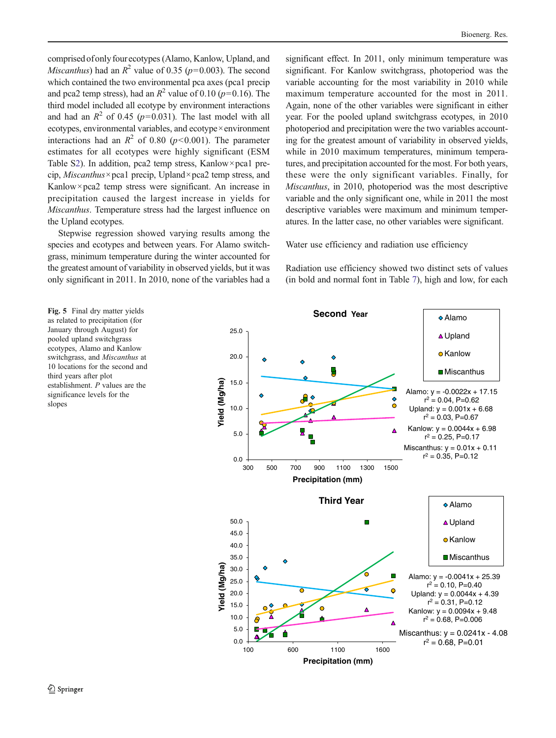comprised of only four ecotypes (Alamo, Kanlow, Upland, and *Miscanthus*) had an $R^2$ value of 0.35 ($p$=0.003). The second which contained the two environmental pca axes (pca1 precip and pca2 temp stress), had an $R^2$ value of 0.10 ($p$=0.16). The third model included all ecotype by environment interactions and had an $R^2$ of 0.45 ($p$=0.031). The last model with all ecotypes, environmental variables, and ecotype × environment interactions had an $R^2$ of 0.80 ($p$<0.001). The parameter estimates for all ecotypes were highly significant (ESM Table S2). In addition, pca2 temp stress, Kanlow × pca1 precip, *Miscanthus* × pca1 precip, Upland × pca2 temp stress, and Kanlow × pca2 temp stress were significant. An increase in precipitation caused the largest increase in yields for *Miscanthus*. Temperature stress had the largest influence on the Upland ecotypes.

Stepwise regression showed varying results among the species and ecotypes and between years. For Alamo switchgrass, minimum temperature during the winter accounted for the greatest amount of variability in observed yields, but it was only significant in 2011. In 2010, none of the variables had a significant effect. In 2011, only minimum temperature was significant. For Kanlow switchgrass, photoperiod was the variable accounting for the most variability in 2010 while maximum temperature accounted for the most in 2011. Again, none of the other variables were significant in either year. For the pooled upland switchgrass ecotypes, in 2010 photoperiod and precipitation were the two variables accounting for the greatest amount of variability in observed yields, while in 2010 maximum temperatures, minimum temperatures, and precipitation accounted for the most. For both years, these were the only significant variables. Finally, for *Miscanthus*, in 2010, photoperiod was the most descriptive variable and the only significant one, while in 2011 the most descriptive variables were maximum and minimum temperatures. In the latter case, no other variables were significant.

## Water use efficiency and radiation use efficiency

Radiation use efficiency showed two distinct sets of values (in bold and normal font in Table 7), high and low, for each

**Fig. 5** Final dry matter yields as related to precipitation (for January through August) for pooled upland switchgrass ecotypes, Alamo and Kanlow switchgrass, and *Miscanthus* at 10 locations for the second and third years after plot establishment. *P* values are the significance levels for the slopes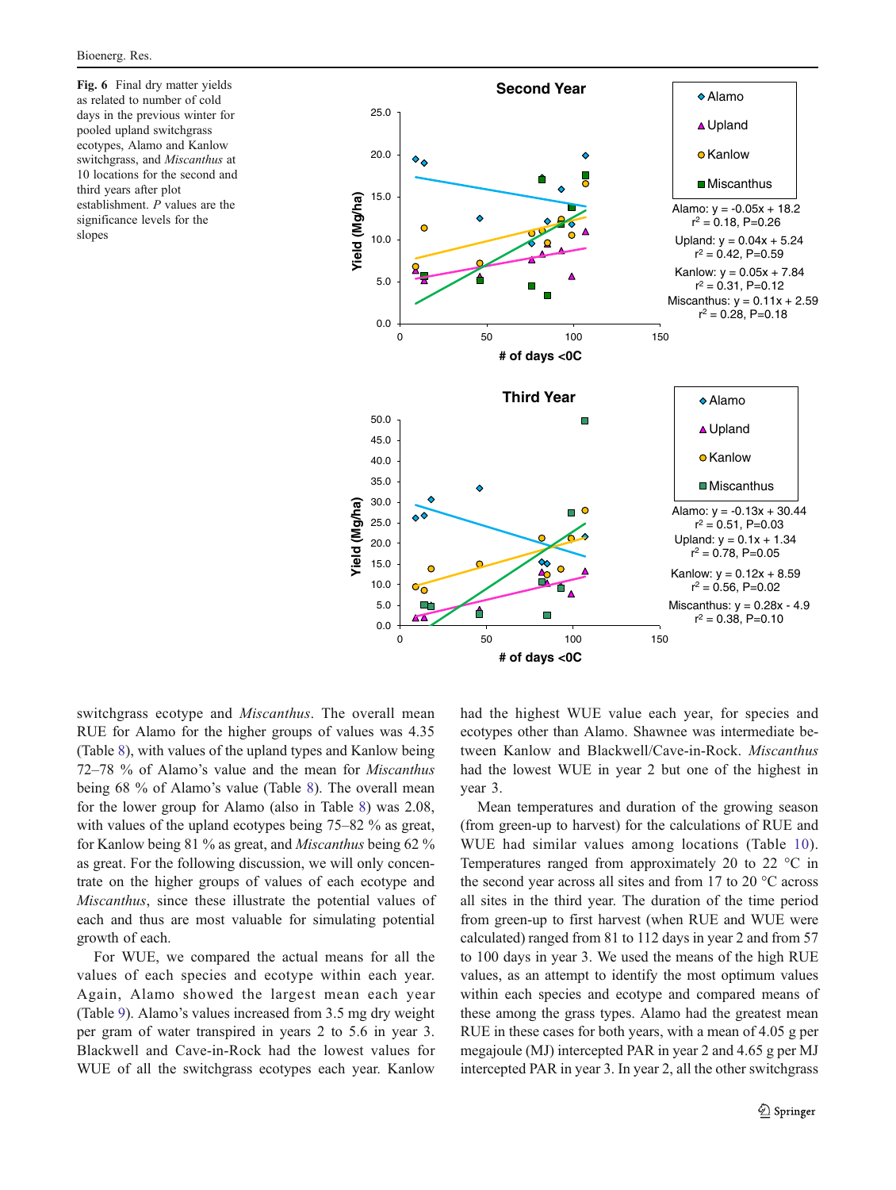**Fig. 6** Final dry matter yields as related to number of cold days in the previous winter for pooled upland switchgrass ecotypes, Alamo and Kanlow switchgrass, and *Miscanthus* at 10 locations for the second and third years after plot establishment. *P* values are the significance levels for the slopes

switchgrass ecotype and *Miscanthus*. The overall mean RUE for Alamo for the higher groups of values was 4.35 (Table 8), with values of the upland types and Kanlow being 72–78 % of Alamo's value and the mean for *Miscanthus* being 68 % of Alamo's value (Table 8). The overall mean for the lower group for Alamo (also in Table 8) was 2.08, with values of the upland ecotypes being 75–82 % as great, for Kanlow being 81 % as great, and *Miscanthus* being 62 % as great. For the following discussion, we will only concentrate on the higher groups of values of each ecotype and *Miscanthus*, since these illustrate the potential values of each and thus are most valuable for simulating potential growth of each.

For WUE, we compared the actual means for all the values of each species and ecotype within each year. Again, Alamo showed the largest mean each year (Table 9). Alamo's values increased from 3.5 mg dry weight per gram of water transpired in years 2 to 5.6 in year 3. Blackwell and Cave-in-Rock had the lowest values for WUE of all the switchgrass ecotypes each year. Kanlow had the highest WUE value each year, for species and ecotypes other than Alamo. Shawnee was intermediate between Kanlow and Blackwell/Cave-in-Rock. *Miscanthus* had the lowest WUE in year 2 but one of the highest in year 3.

Mean temperatures and duration of the growing season (from green-up to harvest) for the calculations of RUE and WUE had similar values among locations (Table 10). Temperatures ranged from approximately 20 to 22 °C in the second year across all sites and from 17 to 20 °C across all sites in the third year. The duration of the time period from green-up to first harvest (when RUE and WUE were calculated) ranged from 81 to 112 days in year 2 and from 57 to 100 days in year 3. We used the means of the high RUE values, as an attempt to identify the most optimum values within each species and ecotype and compared means of these among the grass types. Alamo had the greatest mean RUE in these cases for both years, with a mean of 4.05 g per megajoule (MJ) intercepted PAR in year 2 and 4.65 g per MJ intercepted PAR in year 3. In year 2, all the other switchgrass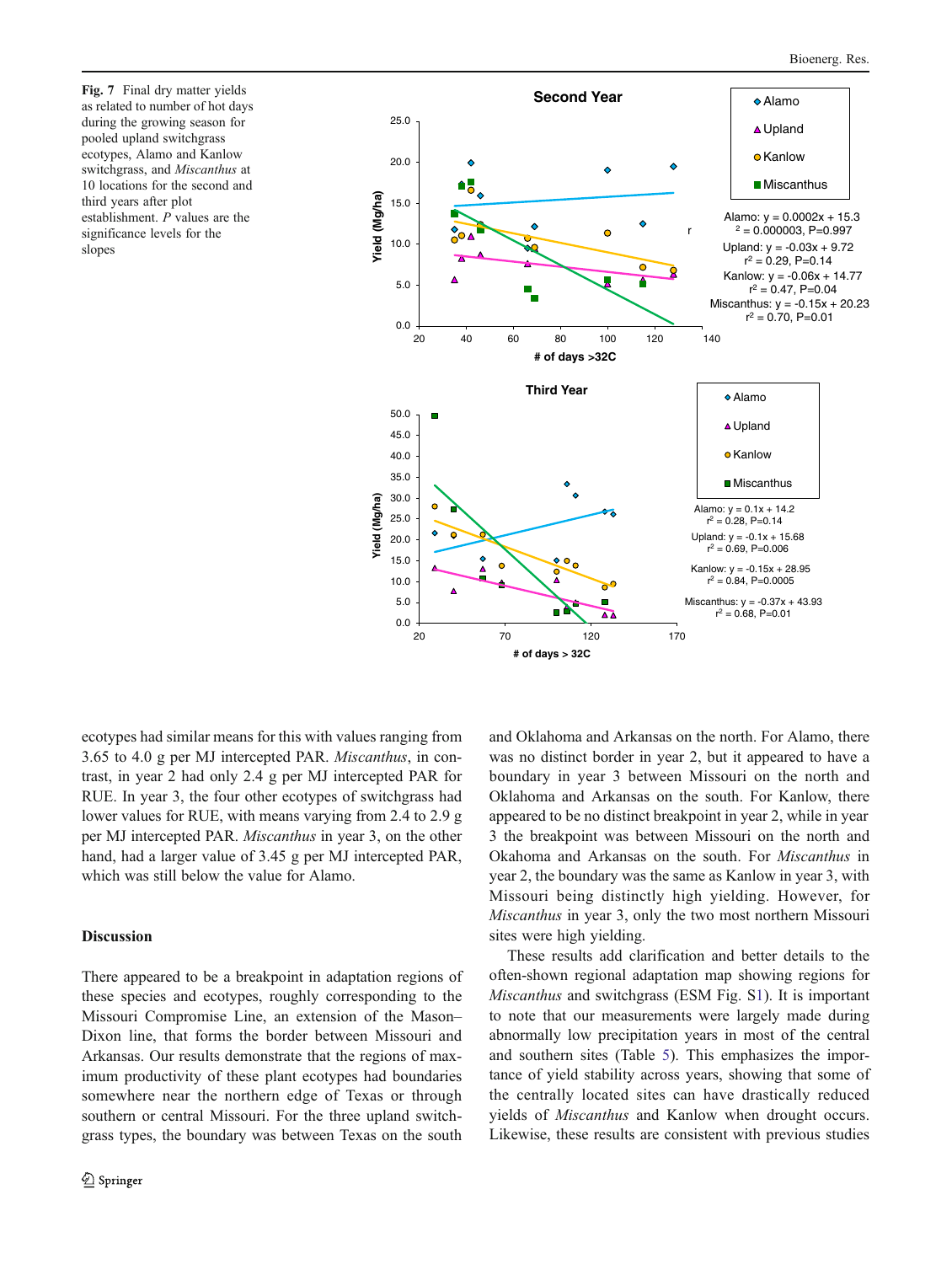**Fig. 7** Final dry matter yields as related to number of hot days during the growing season for pooled upland switchgrass ecotypes, Alamo and Kanlow switchgrass, and *Miscanthus* at 10 locations for the second and third years after plot establishment. *P* values are the significance levels for the slopes

ecotypes had similar means for this with values ranging from 3.65 to 4.0 g per MJ intercepted PAR. *Miscanthus*, in contrast, in year 2 had only 2.4 g per MJ intercepted PAR for RUE. In year 3, the four other ecotypes of switchgrass had lower values for RUE, with means varying from 2.4 to 2.9 g per MJ intercepted PAR. *Miscanthus* in year 3, on the other hand, had a larger value of 3.45 g per MJ intercepted PAR, which was still below the value for Alamo.

## Discussion

There appeared to be a breakpoint in adaptation regions of these species and ecotypes, roughly corresponding to the Missouri Compromise Line, an extension of the Mason–Dixon line, that forms the border between Missouri and Arkansas. Our results demonstrate that the regions of maximum productivity of these plant ecotypes had boundaries somewhere near the northern edge of Texas or through southern or central Missouri. For the three upland switchgrass types, the boundary was between Texas on the south and Oklahoma and Arkansas on the north. For Alamo, there was no distinct border in year 2, but it appeared to have a boundary in year 3 between Missouri on the north and Oklahoma and Arkansas on the south. For Kanlow, there appeared to be no distinct breakpoint in year 2, while in year 3 the breakpoint was between Missouri on the north and Okahoma and Arkansas on the south. For *Miscanthus* in year 2, the boundary was the same as Kanlow in year 3, with Missouri being distinctly high yielding. However, for *Miscanthus* in year 3, only the two most northern Missouri sites were high yielding.

These results add clarification and better details to the often-shown regional adaptation map showing regions for *Miscanthus* and switchgrass (ESM Fig. S1). It is important to note that our measurements were largely made during abnormally low precipitation years in most of the central and southern sites (Table 5). This emphasizes the importance of yield stability across years, showing that some of the centrally located sites can have drastically reduced yields of *Miscanthus* and Kanlow when drought occurs. Likewise, these results are consistent with previous studies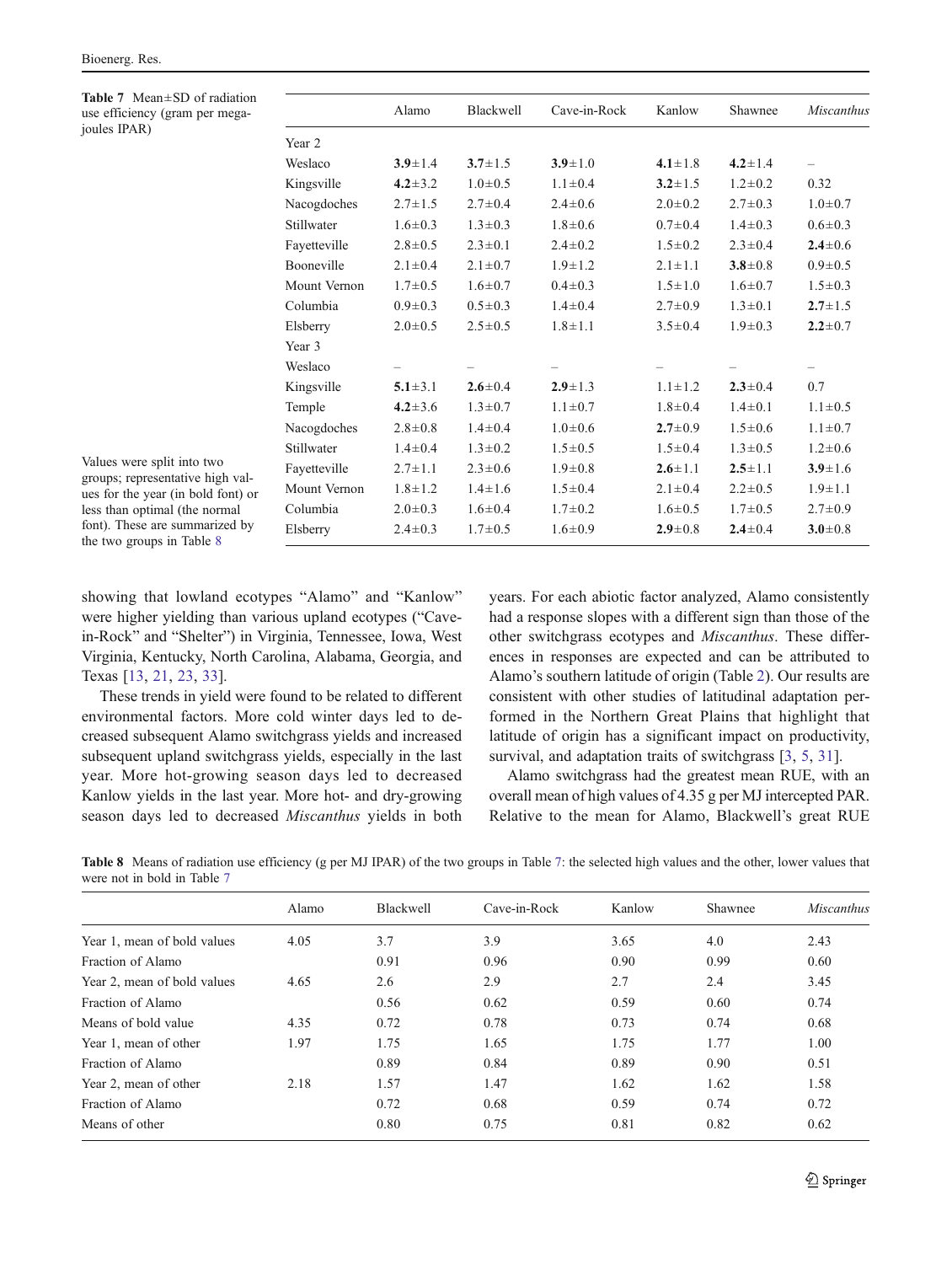**Table 7** Mean±SD of radiation use efficiency (gram per megajoules IPAR)

| | Alamo | Blackwell | Cave-in-Rock | Kanlow | Shawnee | *Miscanthus* |
|---|---|---|---|---|---|---|
| Year 2 | | | | | | |
| Weslaco | **3.9**±1.4 | **3.7**±1.5 | **3.9**±1.0 | **4.1**±1.8 | **4.2**±1.4 | – |
| Kingsville | **4.2**±3.2 | 1.0±0.5 | 1.1±0.4 | **3.2**±1.5 | 1.2±0.2 | 0.32 |
| Nacogdoches | 2.7±1.5 | 2.7±0.4 | 2.4±0.6 | 2.0±0.2 | 2.7±0.3 | 1.0±0.7 |
| Stillwater | 1.6±0.3 | 1.3±0.3 | 1.8±0.6 | 0.7±0.4 | 1.4±0.3 | 0.6±0.3 |
| Fayetteville | 2.8±0.5 | 2.3±0.1 | 2.4±0.2 | 1.5±0.2 | 2.3±0.4 | **2.4**±0.6 |
| Booneville | 2.1±0.4 | 2.1±0.7 | 1.9±1.2 | 2.1±1.1 | **3.8**±0.8 | 0.9±0.5 |
| Mount Vernon | 1.7±0.5 | 1.6±0.7 | 0.4±0.3 | 1.5±1.0 | 1.6±0.7 | 1.5±0.3 |
| Columbia | 0.9±0.3 | 0.5±0.3 | 1.4±0.4 | 2.7±0.9 | 1.3±0.1 | **2.7**±1.5 |
| Elsberry | 2.0±0.5 | 2.5±0.5 | 1.8±1.1 | 3.5±0.4 | 1.9±0.3 | **2.2**±0.7 |
| Year 3 | | | | | | |
| Weslaco | – | – | – | – | – | – |
| Kingsville | **5.1**±3.1 | **2.6**±0.4 | **2.9**±1.3 | 1.1±1.2 | **2.3**±0.4 | 0.7 |
| Temple | **4.2**±3.6 | 1.3±0.7 | 1.1±0.7 | 1.8±0.4 | 1.4±0.1 | 1.1±0.5 |
| Nacogdoches | 2.8±0.8 | 1.4±0.4 | 1.0±0.6 | **2.7**±0.9 | 1.5±0.6 | 1.1±0.7 |
| Stillwater | 1.4±0.4 | 1.3±0.2 | 1.5±0.5 | 1.5±0.4 | 1.3±0.5 | 1.2±0.6 |
| Fayetteville | 2.7±1.1 | 2.3±0.6 | 1.9±0.8 | **2.6**±1.1 | **2.5**±1.1 | **3.9**±1.6 |
| Mount Vernon | 1.8±1.2 | 1.4±1.6 | 1.5±0.4 | 2.1±0.4 | 2.2±0.5 | 1.9±1.1 |
| Columbia | 2.0±0.3 | 1.6±0.4 | 1.7±0.2 | 1.6±0.5 | 1.7±0.5 | 2.7±0.9 |
| Elsberry | 2.4±0.3 | 1.7±0.5 | 1.6±0.9 | **2.9**±0.8 | **2.4**±0.4 | **3.0**±0.8 |

Values were split into two groups; representative high values for the year (in bold font) or less than optimal (the normal font). These are summarized by the two groups in Table 8

showing that lowland ecotypes "Alamo" and "Kanlow" were higher yielding than various upland ecotypes ("Cave-in-Rock" and "Shelter") in Virginia, Tennessee, Iowa, West Virginia, Kentucky, North Carolina, Alabama, Georgia, and Texas [13, 21, 23, 33].

These trends in yield were found to be related to different environmental factors. More cold winter days led to decreased subsequent Alamo switchgrass yields and increased subsequent upland switchgrass yields, especially in the last year. More hot-growing season days led to decreased Kanlow yields in the last year. More hot- and dry-growing season days led to decreased *Miscanthus* yields in both years. For each abiotic factor analyzed, Alamo consistently had a response slopes with a different sign than those of the other switchgrass ecotypes and *Miscanthus*. These differences in responses are expected and can be attributed to Alamo's southern latitude of origin (Table 2). Our results are consistent with other studies of latitudinal adaptation performed in the Northern Great Plains that highlight that latitude of origin has a significant impact on productivity, survival, and adaptation traits of switchgrass [3, 5, 31].

Alamo switchgrass had the greatest mean RUE, with an overall mean of high values of 4.35 g per MJ intercepted PAR. Relative to the mean for Alamo, Blackwell's great RUE

**Table 8** Means of radiation use efficiency (g per MJ IPAR) of the two groups in Table 7: the selected high values and the other, lower values that were not in bold in Table 7

| | Alamo | Blackwell | Cave-in-Rock | Kanlow | Shawnee | *Miscanthus* |
|---|---|---|---|---|---|---|
| Year 1, mean of bold values | 4.05 | 3.7 | 3.9 | 3.65 | 4.0 | 2.43 |
| Fraction of Alamo | | 0.91 | 0.96 | 0.90 | 0.99 | 0.60 |
| Year 2, mean of bold values | 4.65 | 2.6 | 2.9 | 2.7 | 2.4 | 3.45 |
| Fraction of Alamo | | 0.56 | 0.62 | 0.59 | 0.60 | 0.74 |
| Means of bold value | 4.35 | 0.72 | 0.78 | 0.73 | 0.74 | 0.68 |
| Year 1, mean of other | 1.97 | 1.75 | 1.65 | 1.75 | 1.77 | 1.00 |
| Fraction of Alamo | | 0.89 | 0.84 | 0.89 | 0.90 | 0.51 |
| Year 2, mean of other | 2.18 | 1.57 | 1.47 | 1.62 | 1.62 | 1.58 |
| Fraction of Alamo | | 0.72 | 0.68 | 0.59 | 0.74 | 0.72 |
| Means of other | | 0.80 | 0.75 | 0.81 | 0.82 | 0.62 |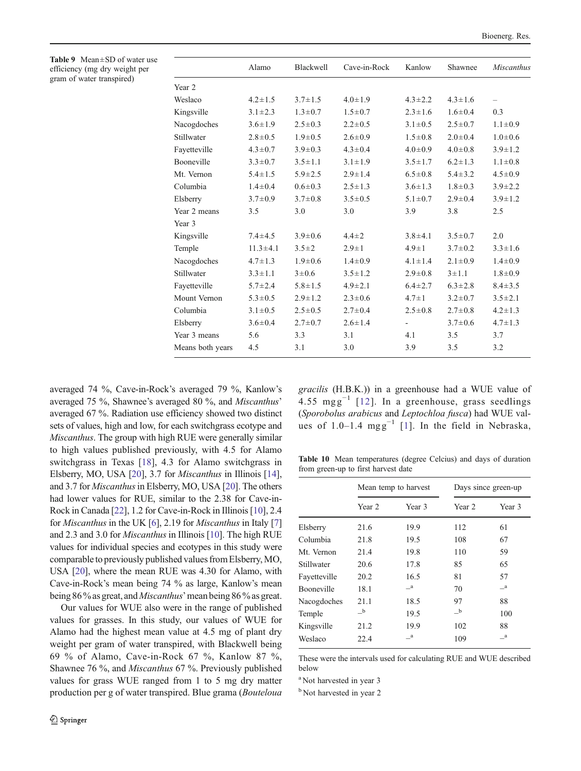Table 9 Mean±SD of water use efficiency (mg dry weight per gram of water transpired)

| | Alamo | Blackwell | Cave-in-Rock | Kanlow | Shawnee | *Miscanthus* |
|---|---|---|---|---|---|---|
| Year 2 | | | | | | |
| Weslaco | 4.2±1.5 | 3.7±1.5 | 4.0±1.9 | 4.3±2.2 | 4.3±1.6 | – |
| Kingsville | 3.1±2.3 | 1.3±0.7 | 1.5±0.7 | 2.3±1.6 | 1.6±0.4 | 0.3 |
| Nacogdoches | 3.6±1.9 | 2.5±0.3 | 2.2±0.5 | 3.1±0.5 | 2.5±0.7 | 1.1±0.9 |
| Stillwater | 2.8±0.5 | 1.9±0.5 | 2.6±0.9 | 1.5±0.8 | 2.0±0.4 | 1.0±0.6 |
| Fayetteville | 4.3±0.7 | 3.9±0.3 | 4.3±0.4 | 4.0±0.9 | 4.0±0.8 | 3.9±1.2 |
| Booneville | 3.3±0.7 | 3.5±1.1 | 3.1±1.9 | 3.5±1.7 | 6.2±1.3 | 1.1±0.8 |
| Mt. Vernon | 5.4±1.5 | 5.9±2.5 | 2.9±1.4 | 6.5±0.8 | 5.4±3.2 | 4.5±0.9 |
| Columbia | 1.4±0.4 | 0.6±0.3 | 2.5±1.3 | 3.6±1.3 | 1.8±0.3 | 3.9±2.2 |
| Elsberry | 3.7±0.9 | 3.7±0.8 | 3.5±0.5 | 5.1±0.7 | 2.9±0.4 | 3.9±1.2 |
| Year 2 means | 3.5 | 3.0 | 3.0 | 3.9 | 3.8 | 2.5 |
| Year 3 | | | | | | |
| Kingsville | 7.4±4.5 | 3.9±0.6 | 4.4±2 | 3.8±4.1 | 3.5±0.7 | 2.0 |
| Temple | 11.3±4.1 | 3.5±2 | 2.9±1 | 4.9±1 | 3.7±0.2 | 3.3±1.6 |
| Nacogdoches | 4.7±1.3 | 1.9±0.6 | 1.4±0.9 | 4.1±1.4 | 2.1±0.9 | 1.4±0.9 |
| Stillwater | 3.3±1.1 | 3±0.6 | 3.5±1.2 | 2.9±0.8 | 3±1.1 | 1.8±0.9 |
| Fayetteville | 5.7±2.4 | 5.8±1.5 | 4.9±2.1 | 6.4±2.7 | 6.3±2.8 | 8.4±3.5 |
| Mount Vernon | 5.3±0.5 | 2.9±1.2 | 2.3±0.6 | 4.7±1 | 3.2±0.7 | 3.5±2.1 |
| Columbia | 3.1±0.5 | 2.5±0.5 | 2.7±0.4 | 2.5±0.8 | 2.7±0.8 | 4.2±1.3 |
| Elsberry | 3.6±0.4 | 2.7±0.7 | 2.6±1.4 | - | 3.7±0.6 | 4.7±1.3 |
| Year 3 means | 5.6 | 3.3 | 3.1 | 4.1 | 3.5 | 3.7 |
| Means both years | 4.5 | 3.1 | 3.0 | 3.9 | 3.5 | 3.2 |

averaged 74 %, Cave-in-Rock's averaged 79 %, Kanlow's averaged 75 %, Shawnee's averaged 80 %, and *Miscanthus*' averaged 67 %. Radiation use efficiency showed two distinct sets of values, high and low, for each switchgrass ecotype and *Miscanthus*. The group with high RUE were generally similar to high values published previously, with 4.5 for Alamo switchgrass in Texas [18], 4.3 for Alamo switchgrass in Elsberry, MO, USA [20], 3.7 for *Miscanthus* in Illinois [14], and 3.7 for *Miscanthus* in Elsberry, MO, USA [20]. The others had lower values for RUE, similar to the 2.38 for Cave-in-Rock in Canada [22], 1.2 for Cave-in-Rock in Illinois [10], 2.4 for *Miscanthus* in the UK [6], 2.19 for *Miscanthus* in Italy [7] and 2.3 and 3.0 for *Miscanthus* in Illinois [10]. The high RUE values for individual species and ecotypes in this study were comparable to previously published values from Elsberry, MO, USA [20], where the mean RUE was 4.30 for Alamo, with Cave-in-Rock's mean being 74 % as large, Kanlow's mean being 86 % as great, and *Miscanthus*' mean being 86 % as great.

Our values for WUE also were in the range of published values for grasses. In this study, our values of WUE for Alamo had the highest mean value at 4.5 mg of plant dry weight per gram of water transpired, with Blackwell being 69 % of Alamo, Cave-in-Rock 67 %, Kanlow 87 %, Shawnee 76 %, and *Miscanthus* 67 %. Previously published values for grass WUE ranged from 1 to 5 mg dry matter production per g of water transpired. Blue grama (*Bouteloua gracilis* (H.B.K.)) in a greenhouse had a WUE value of 4.55 $mg\,g^{-1}$ [12]. In a greenhouse, grass seedlings (*Sporobolus arabicus* and *Leptochloa fusca*) had WUE values of 1.0–1.4 $mg\,g^{-1}$ [1]. In the field in Nebraska,

Table 10 Mean temperatures (degree Celcius) and days of duration from green-up to first harvest date

| | Mean temp to harvest | | Days since green-up | |
|---|---|---|---|---|
| | Year 2 | Year 3 | Year 2 | Year 3 |
| Elsberry | 21.6 | 19.9 | 112 | 61 |
| Columbia | 21.8 | 19.5 | 108 | 67 |
| Mt. Vernon | 21.4 | 19.8 | 110 | 59 |
| Stillwater | 20.6 | 17.8 | 85 | 65 |
| Fayetteville | 20.2 | 16.5 | 81 | 57 |
| Booneville | 18.1 | –[a] | 70 | –[a] |
| Nacogdoches | 21.1 | 18.5 | 97 | 88 |
| Temple | –[b] | 19.5 | –[b] | 100 |
| Kingsville | 21.2 | 19.9 | 102 | 88 |
| Weslaco | 22.4 | –[a] | 109 | –[a] |

These were the intervals used for calculating RUE and WUE described below

[a] Not harvested in year 3

[b] Not harvested in year 2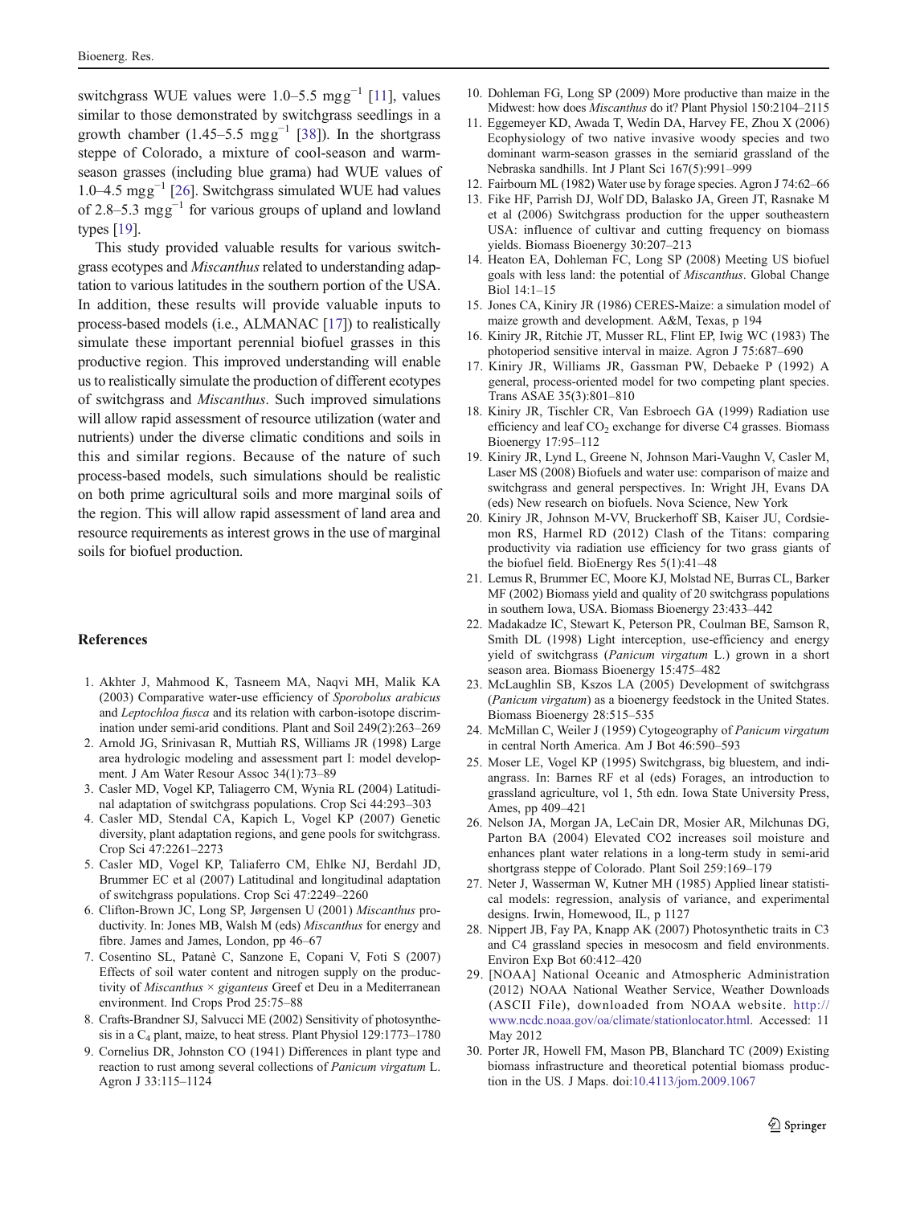switchgrass WUE values were 1.0–5.5 $mg g^{-1}$ [11], values similar to those demonstrated by switchgrass seedlings in a growth chamber (1.45–5.5 $mg g^{-1}$ [38]). In the shortgrass steppe of Colorado, a mixture of cool-season and warm-season grasses (including blue grama) had WUE values of 1.0–4.5 $mg g^{-1}$ [26]. Switchgrass simulated WUE had values of 2.8–5.3 $mg g^{-1}$ for various groups of upland and lowland types [19].

This study provided valuable results for various switchgrass ecotypes and *Miscanthus* related to understanding adaptation to various latitudes in the southern portion of the USA. In addition, these results will provide valuable inputs to process-based models (i.e., ALMANAC [17]) to realistically simulate these important perennial biofuel grasses in this productive region. This improved understanding will enable us to realistically simulate the production of different ecotypes of switchgrass and *Miscanthus*. Such improved simulations will allow rapid assessment of resource utilization (water and nutrients) under the diverse climatic conditions and soils in this and similar regions. Because of the nature of such process-based models, such simulations should be realistic on both prime agricultural soils and more marginal soils of the region. This will allow rapid assessment of land area and resource requirements as interest grows in the use of marginal soils for biofuel production.

## References

1. Akhter J, Mahmood K, Tasneem MA, Naqvi MH, Malik KA (2003) Comparative water-use efficiency of *Sporobolus arabicus* and *Leptochloa fusca* and its relation with carbon-isotope discrimination under semi-arid conditions. Plant and Soil 249(2):263–269
2. Arnold JG, Srinivasan R, Muttiah RS, Williams JR (1998) Large area hydrologic modeling and assessment part I: model development. J Am Water Resour Assoc 34(1):73–89
3. Casler MD, Vogel KP, Taliagerro CM, Wynia RL (2004) Latitudinal adaptation of switchgrass populations. Crop Sci 44:293–303
4. Casler MD, Stendal CA, Kapich L, Vogel KP (2007) Genetic diversity, plant adaptation regions, and gene pools for switchgrass. Crop Sci 47:2261–2273
5. Casler MD, Vogel KP, Taliaferro CM, Ehlke NJ, Berdahl JD, Brummer EC et al (2007) Latitudinal and longitudinal adaptation of switchgrass populations. Crop Sci 47:2249–2260
6. Clifton-Brown JC, Long SP, Jørgensen U (2001) *Miscanthus* productivity. In: Jones MB, Walsh M (eds) *Miscanthus* for energy and fibre. James and James, London, pp 46–67
7. Cosentino SL, Patanè C, Sanzone E, Copani V, Foti S (2007) Effects of soil water content and nitrogen supply on the productivity of *Miscanthus × giganteus* Greef et Deu in a Mediterranean environment. Ind Crops Prod 25:75–88
8. Crafts-Brandner SJ, Salvucci ME (2002) Sensitivity of photosynthesis in a $C_4$ plant, maize, to heat stress. Plant Physiol 129:1773–1780
9. Cornelius DR, Johnston CO (1941) Differences in plant type and reaction to rust among several collections of *Panicum virgatum* L. Agron J 33:115–1124
10. Dohleman FG, Long SP (2009) More productive than maize in the Midwest: how does *Miscanthus* do it? Plant Physiol 150:2104–2115
11. Eggemeyer KD, Awada T, Wedin DA, Harvey FE, Zhou X (2006) Ecophysiology of two native invasive woody species and two dominant warm-season grasses in the semiarid grassland of the Nebraska sandhills. Int J Plant Sci 167(5):991–999
12. Fairbourn ML (1982) Water use by forage species. Agron J 74:62–66
13. Fike HF, Parrish DJ, Wolf DD, Balasko JA, Green JT, Rasnake M et al (2006) Switchgrass production for the upper southeastern USA: influence of cultivar and cutting frequency on biomass yields. Biomass Bioenergy 30:207–213
14. Heaton EA, Dohleman FC, Long SP (2008) Meeting US biofuel goals with less land: the potential of *Miscanthus*. Global Change Biol 14:1–15
15. Jones CA, Kiniry JR (1986) CERES-Maize: a simulation model of maize growth and development. A&M, Texas, p 194
16. Kiniry JR, Ritchie JT, Musser RL, Flint EP, Iwig WC (1983) The photoperiod sensitive interval in maize. Agron J 75:687–690
17. Kiniry JR, Williams JR, Gassman PW, Debaeke P (1992) A general, process-oriented model for two competing plant species. Trans ASAE 35(3):801–810
18. Kiniry JR, Tischler CR, Van Esbroech GA (1999) Radiation use efficiency and leaf $CO_2$ exchange for diverse C4 grasses. Biomass Bioenergy 17:95–112
19. Kiniry JR, Lynd L, Greene N, Johnson Mari-Vaughn V, Casler M, Laser MS (2008) Biofuels and water use: comparison of maize and switchgrass and general perspectives. In: Wright JH, Evans DA (eds) New research on biofuels. Nova Science, New York
20. Kiniry JR, Johnson M-VV, Bruckerhoff SB, Kaiser JU, Cordsiemon RS, Harmel RD (2012) Clash of the Titans: comparing productivity via radiation use efficiency for two grass giants of the biofuel field. BioEnergy Res 5(1):41–48
21. Lemus R, Brummer EC, Moore KJ, Molstad NE, Burras CL, Barker MF (2002) Biomass yield and quality of 20 switchgrass populations in southern Iowa, USA. Biomass Bioenergy 23:433–442
22. Madakadze IC, Stewart K, Peterson PR, Coulman BE, Samson R, Smith DL (1998) Light interception, use-efficiency and energy yield of switchgrass (*Panicum virgatum* L.) grown in a short season area. Biomass Bioenergy 15:475–482
23. McLaughlin SB, Kszos LA (2005) Development of switchgrass (*Panicum virgatum*) as a bioenergy feedstock in the United States. Biomass Bioenergy 28:515–535
24. McMillan C, Weiler J (1959) Cytogeography of *Panicum virgatum* in central North America. Am J Bot 46:590–593
25. Moser LE, Vogel KP (1995) Switchgrass, big bluestem, and indiangrass. In: Barnes RF et al (eds) Forages, an introduction to grassland agriculture, vol 1, 5th edn. Iowa State University Press, Ames, pp 409–421
26. Nelson JA, Morgan JA, LeCain DR, Mosier AR, Milchunas DG, Parton BA (2004) Elevated CO2 increases soil moisture and enhances plant water relations in a long-term study in semi-arid shortgrass steppe of Colorado. Plant Soil 259:169–179
27. Neter J, Wasserman W, Kutner MH (1985) Applied linear statistical models: regression, analysis of variance, and experimental designs. Irwin, Homewood, IL, p 1127
28. Nippert JB, Fay PA, Knapp AK (2007) Photosynthetic traits in C3 and C4 grassland species in mesocosm and field environments. Environ Exp Bot 60:412–420
29. [NOAA] National Oceanic and Atmospheric Administration (2012) NOAA National Weather Service, Weather Downloads (ASCII File), downloaded from NOAA website. http://www.ncdc.noaa.gov/oa/climate/stationlocator.html. Accessed: 11 May 2012
30. Porter JR, Howell FM, Mason PB, Blanchard TC (2009) Existing biomass infrastructure and theoretical potential biomass production in the US. J Maps. doi:10.4113/jom.2009.1067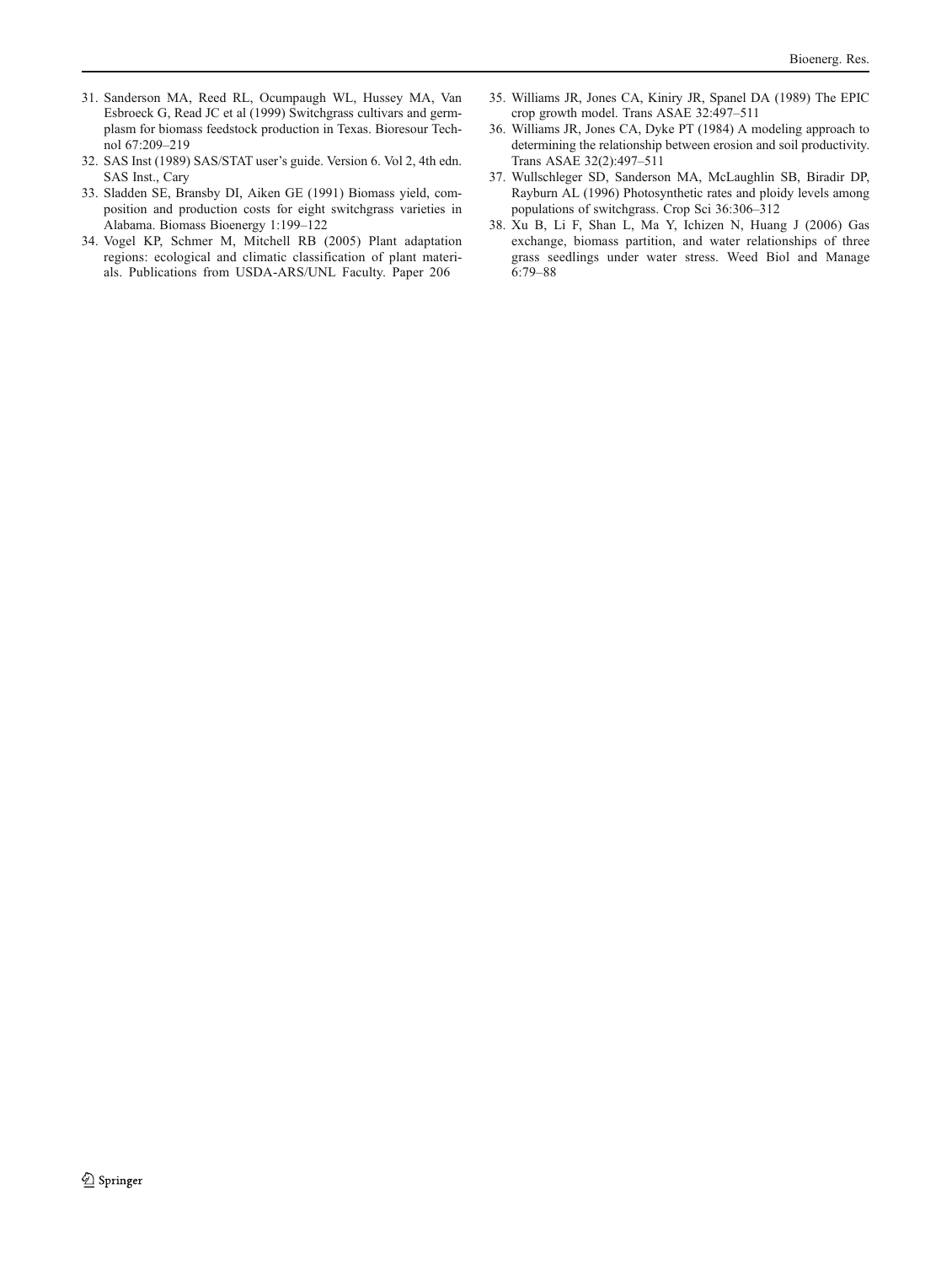31. Sanderson MA, Reed RL, Ocumpaugh WL, Hussey MA, Van Esbroeck G, Read JC et al (1999) Switchgrass cultivars and germplasm for biomass feedstock production in Texas. Bioresour Technol 67:209–219
32. SAS Inst (1989) SAS/STAT user's guide. Version 6. Vol 2, 4th edn. SAS Inst., Cary
33. Sladden SE, Bransby DI, Aiken GE (1991) Biomass yield, composition and production costs for eight switchgrass varieties in Alabama. Biomass Bioenergy 1:199–122
34. Vogel KP, Schmer M, Mitchell RB (2005) Plant adaptation regions: ecological and climatic classification of plant materials. Publications from USDA-ARS/UNL Faculty. Paper 206
35. Williams JR, Jones CA, Kiniry JR, Spanel DA (1989) The EPIC crop growth model. Trans ASAE 32:497–511
36. Williams JR, Jones CA, Dyke PT (1984) A modeling approach to determining the relationship between erosion and soil productivity. Trans ASAE 32(2):497–511
37. Wullschleger SD, Sanderson MA, McLaughlin SB, Biradir DP, Rayburn AL (1996) Photosynthetic rates and ploidy levels among populations of switchgrass. Crop Sci 36:306–312
38. Xu B, Li F, Shan L, Ma Y, Ichizen N, Huang J (2006) Gas exchange, biomass partition, and water relationships of three grass seedlings under water stress. Weed Biol and Manage 6:79–88